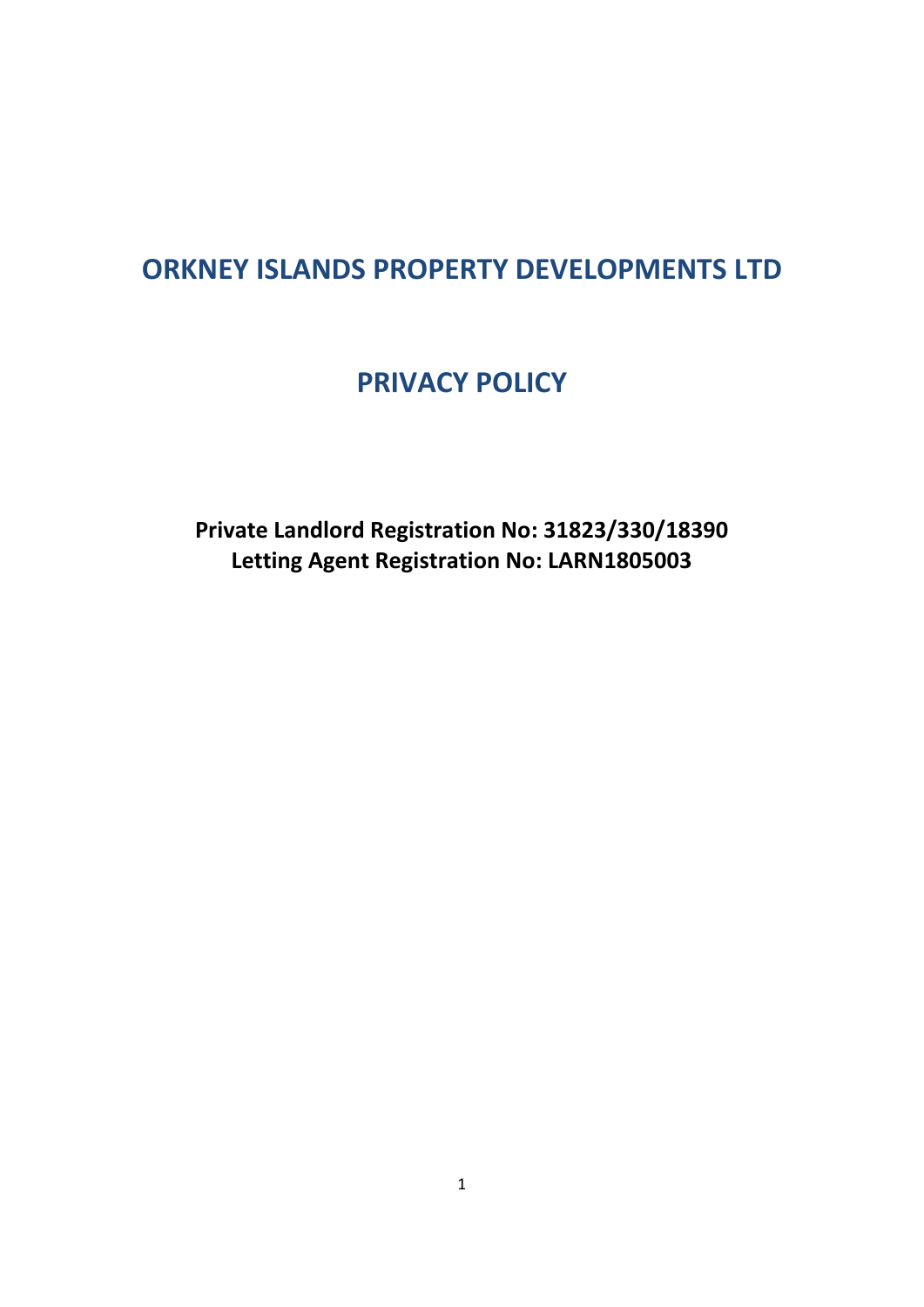# ORKNEY ISLANDS PROPERTY DEVELOPMENTS LTD

# PRIVACY POLICY

**Private Landlord Registration No: 31823/330/18390**
**Letting Agent Registration No: LARN1805003**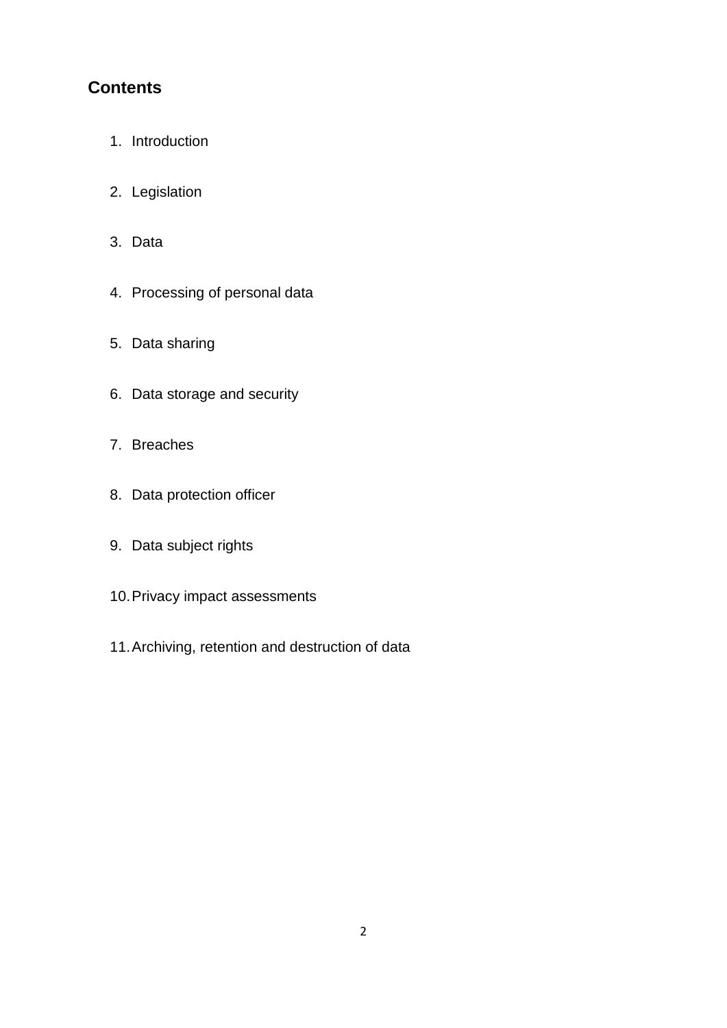## Contents

1. Introduction
2. Legislation
3. Data
4. Processing of personal data
5. Data sharing
6. Data storage and security
7. Breaches
8. Data protection officer
9. Data subject rights
10. Privacy impact assessments
11. Archiving, retention and destruction of data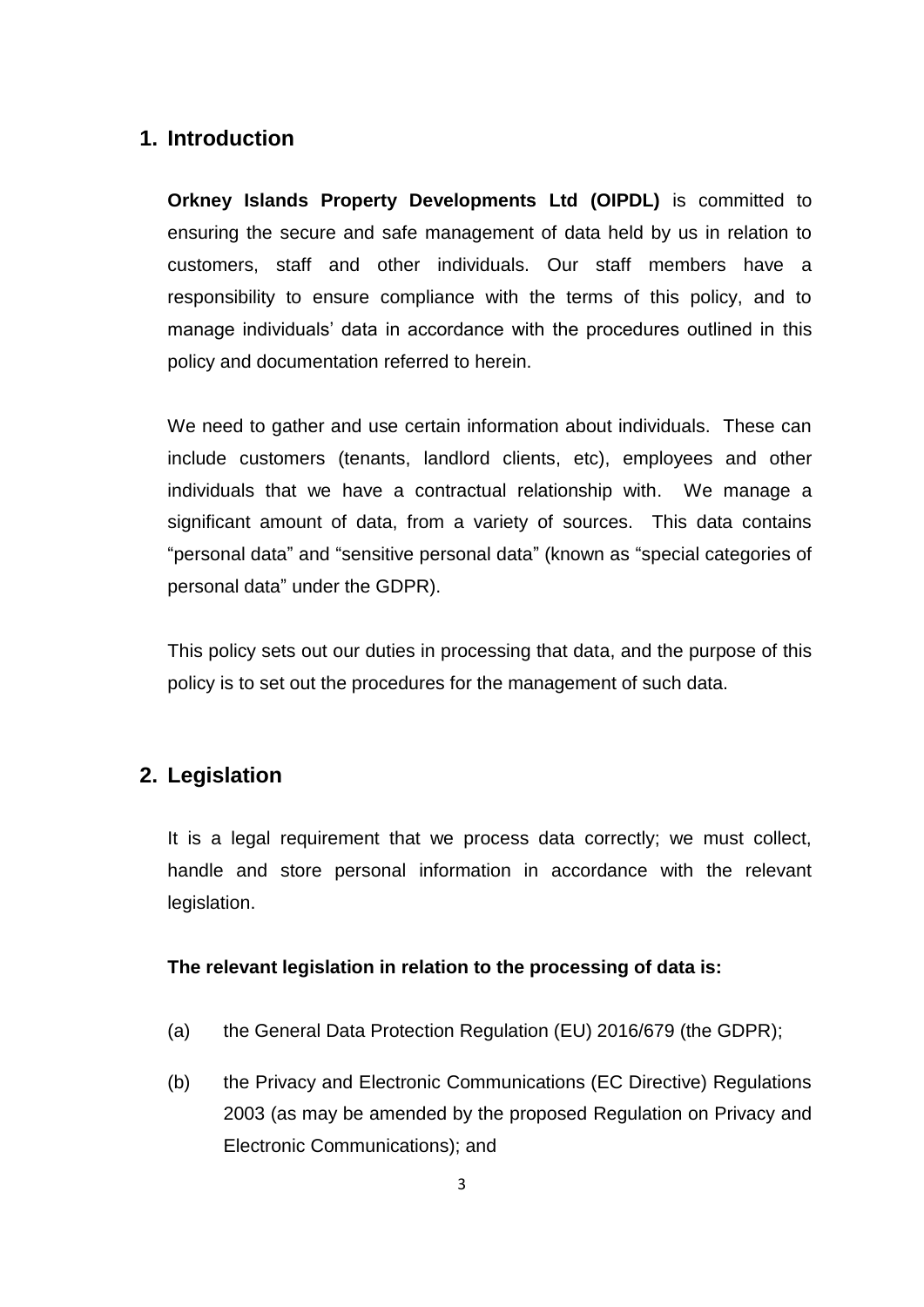## 1. Introduction

**Orkney Islands Property Developments Ltd (OIPDL)** is committed to ensuring the secure and safe management of data held by us in relation to customers, staff and other individuals. Our staff members have a responsibility to ensure compliance with the terms of this policy, and to manage individuals' data in accordance with the procedures outlined in this policy and documentation referred to herein.

We need to gather and use certain information about individuals. These can include customers (tenants, landlord clients, etc), employees and other individuals that we have a contractual relationship with. We manage a significant amount of data, from a variety of sources. This data contains "personal data" and "sensitive personal data" (known as "special categories of personal data" under the GDPR).

This policy sets out our duties in processing that data, and the purpose of this policy is to set out the procedures for the management of such data.

## 2. Legislation

It is a legal requirement that we process data correctly; we must collect, handle and store personal information in accordance with the relevant legislation.

**The relevant legislation in relation to the processing of data is:**

(a) the General Data Protection Regulation (EU) 2016/679 (the GDPR);

(b) the Privacy and Electronic Communications (EC Directive) Regulations 2003 (as may be amended by the proposed Regulation on Privacy and Electronic Communications); and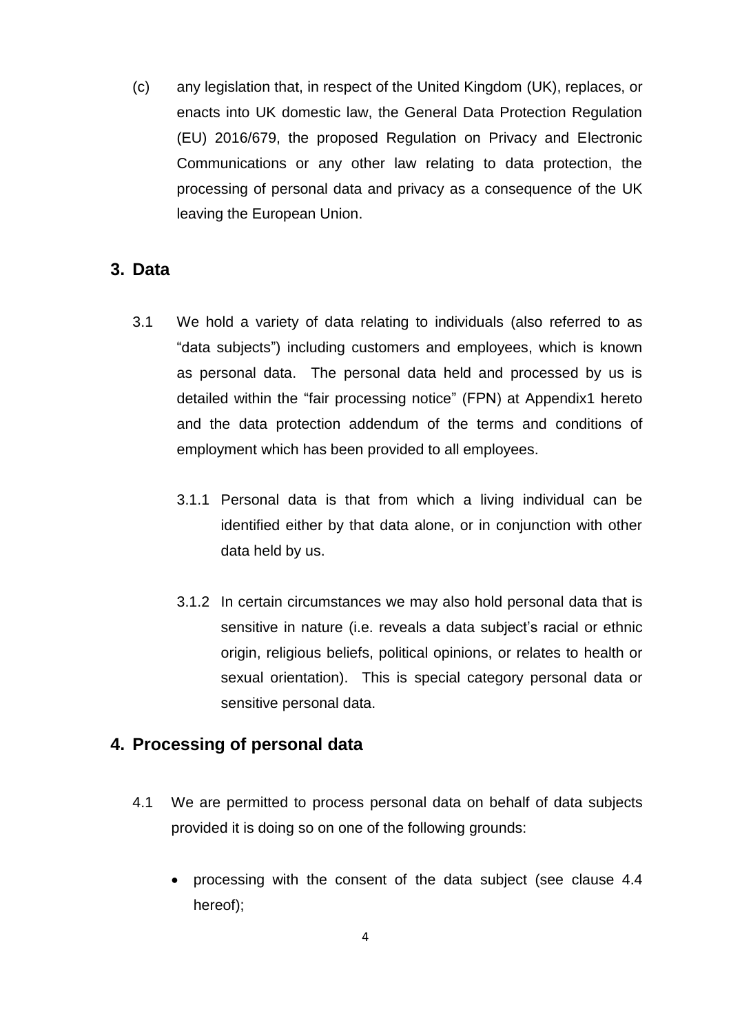(c) any legislation that, in respect of the United Kingdom (UK), replaces, or enacts into UK domestic law, the General Data Protection Regulation (EU) 2016/679, the proposed Regulation on Privacy and Electronic Communications or any other law relating to data protection, the processing of personal data and privacy as a consequence of the UK leaving the European Union.

## 3. Data

3.1 We hold a variety of data relating to individuals (also referred to as "data subjects") including customers and employees, which is known as personal data. The personal data held and processed by us is detailed within the "fair processing notice" (FPN) at Appendix1 hereto and the data protection addendum of the terms and conditions of employment which has been provided to all employees.

3.1.1 Personal data is that from which a living individual can be identified either by that data alone, or in conjunction with other data held by us.

3.1.2 In certain circumstances we may also hold personal data that is sensitive in nature (i.e. reveals a data subject's racial or ethnic origin, religious beliefs, political opinions, or relates to health or sexual orientation). This is special category personal data or sensitive personal data.

## 4. Processing of personal data

4.1 We are permitted to process personal data on behalf of data subjects provided it is doing so on one of the following grounds:

- processing with the consent of the data subject (see clause 4.4 hereof);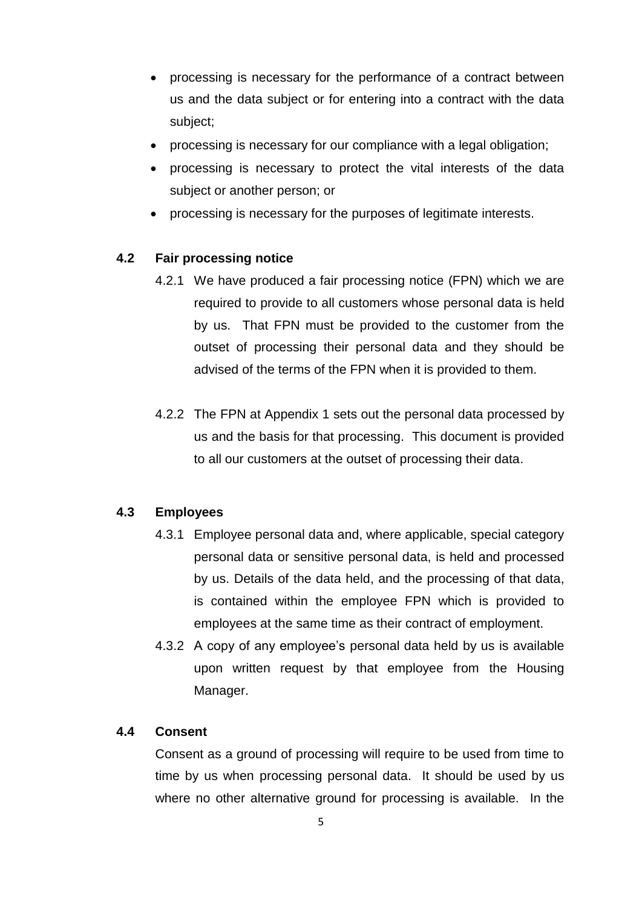- processing is necessary for the performance of a contract between us and the data subject or for entering into a contract with the data subject;
- processing is necessary for our compliance with a legal obligation;
- processing is necessary to protect the vital interests of the data subject or another person; or
- processing is necessary for the purposes of legitimate interests.

### 4.2 Fair processing notice

4.2.1 We have produced a fair processing notice (FPN) which we are required to provide to all customers whose personal data is held by us. That FPN must be provided to the customer from the outset of processing their personal data and they should be advised of the terms of the FPN when it is provided to them.

4.2.2 The FPN at Appendix 1 sets out the personal data processed by us and the basis for that processing. This document is provided to all our customers at the outset of processing their data.

### 4.3 Employees

4.3.1 Employee personal data and, where applicable, special category personal data or sensitive personal data, is held and processed by us. Details of the data held, and the processing of that data, is contained within the employee FPN which is provided to employees at the same time as their contract of employment.

4.3.2 A copy of any employee's personal data held by us is available upon written request by that employee from the Housing Manager.

### 4.4 Consent

Consent as a ground of processing will require to be used from time to time by us when processing personal data. It should be used by us where no other alternative ground for processing is available. In the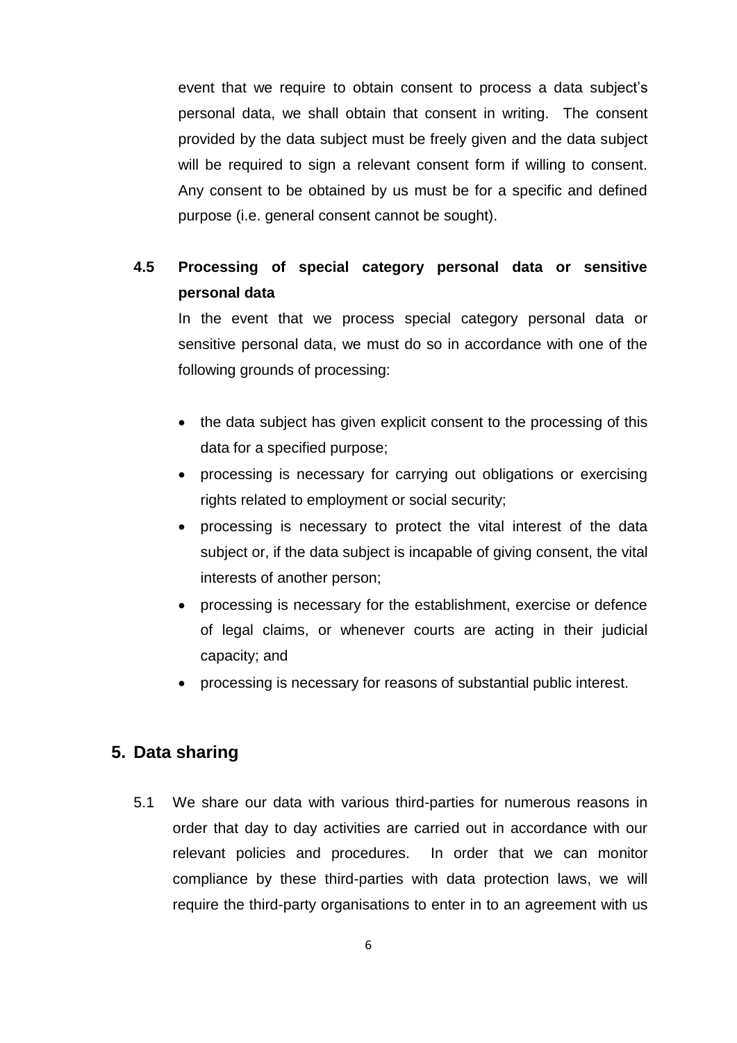event that we require to obtain consent to process a data subject's personal data, we shall obtain that consent in writing. The consent provided by the data subject must be freely given and the data subject will be required to sign a relevant consent form if willing to consent. Any consent to be obtained by us must be for a specific and defined purpose (i.e. general consent cannot be sought).

### 4.5 Processing of special category personal data or sensitive personal data

In the event that we process special category personal data or sensitive personal data, we must do so in accordance with one of the following grounds of processing:

- the data subject has given explicit consent to the processing of this data for a specified purpose;
- processing is necessary for carrying out obligations or exercising rights related to employment or social security;
- processing is necessary to protect the vital interest of the data subject or, if the data subject is incapable of giving consent, the vital interests of another person;
- processing is necessary for the establishment, exercise or defence of legal claims, or whenever courts are acting in their judicial capacity; and
- processing is necessary for reasons of substantial public interest.

## 5. Data sharing

5.1 We share our data with various third-parties for numerous reasons in order that day to day activities are carried out in accordance with our relevant policies and procedures. In order that we can monitor compliance by these third-parties with data protection laws, we will require the third-party organisations to enter in to an agreement with us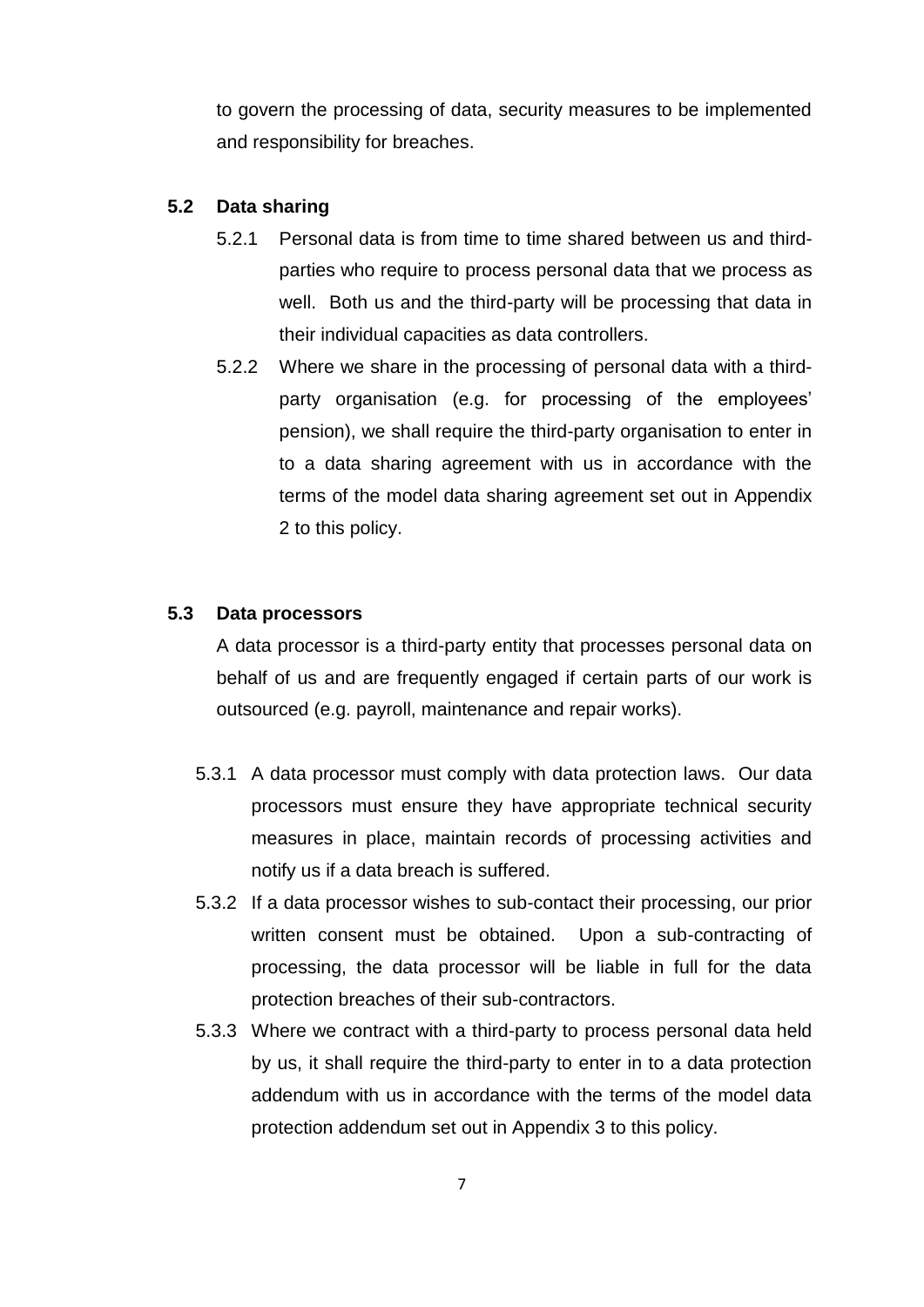to govern the processing of data, security measures to be implemented and responsibility for breaches.

### 5.2 Data sharing

5.2.1 Personal data is from time to time shared between us and third-parties who require to process personal data that we process as well. Both us and the third-party will be processing that data in their individual capacities as data controllers.

5.2.2 Where we share in the processing of personal data with a third-party organisation (e.g. for processing of the employees' pension), we shall require the third-party organisation to enter in to a data sharing agreement with us in accordance with the terms of the model data sharing agreement set out in Appendix 2 to this policy.

### 5.3 Data processors

A data processor is a third-party entity that processes personal data on behalf of us and are frequently engaged if certain parts of our work is outsourced (e.g. payroll, maintenance and repair works).

5.3.1 A data processor must comply with data protection laws. Our data processors must ensure they have appropriate technical security measures in place, maintain records of processing activities and notify us if a data breach is suffered.

5.3.2 If a data processor wishes to sub-contact their processing, our prior written consent must be obtained. Upon a sub-contracting of processing, the data processor will be liable in full for the data protection breaches of their sub-contractors.

5.3.3 Where we contract with a third-party to process personal data held by us, it shall require the third-party to enter in to a data protection addendum with us in accordance with the terms of the model data protection addendum set out in Appendix 3 to this policy.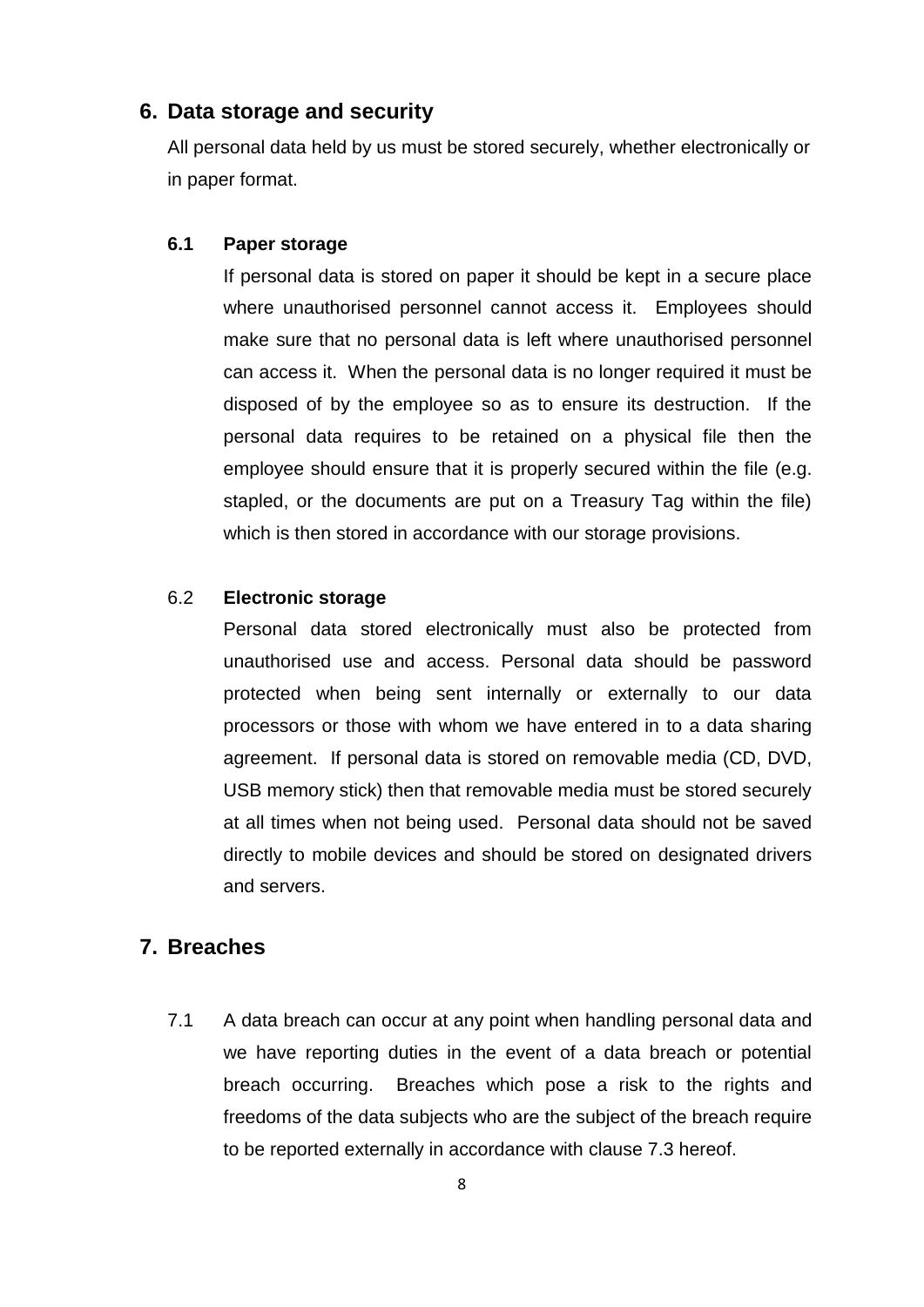## 6. Data storage and security

All personal data held by us must be stored securely, whether electronically or in paper format.

### 6.1 Paper storage

If personal data is stored on paper it should be kept in a secure place where unauthorised personnel cannot access it. Employees should make sure that no personal data is left where unauthorised personnel can access it. When the personal data is no longer required it must be disposed of by the employee so as to ensure its destruction. If the personal data requires to be retained on a physical file then the employee should ensure that it is properly secured within the file (e.g. stapled, or the documents are put on a Treasury Tag within the file) which is then stored in accordance with our storage provisions.

### 6.2 Electronic storage

Personal data stored electronically must also be protected from unauthorised use and access. Personal data should be password protected when being sent internally or externally to our data processors or those with whom we have entered in to a data sharing agreement. If personal data is stored on removable media (CD, DVD, USB memory stick) then that removable media must be stored securely at all times when not being used. Personal data should not be saved directly to mobile devices and should be stored on designated drivers and servers.

## 7. Breaches

7.1 A data breach can occur at any point when handling personal data and we have reporting duties in the event of a data breach or potential breach occurring. Breaches which pose a risk to the rights and freedoms of the data subjects who are the subject of the breach require to be reported externally in accordance with clause 7.3 hereof.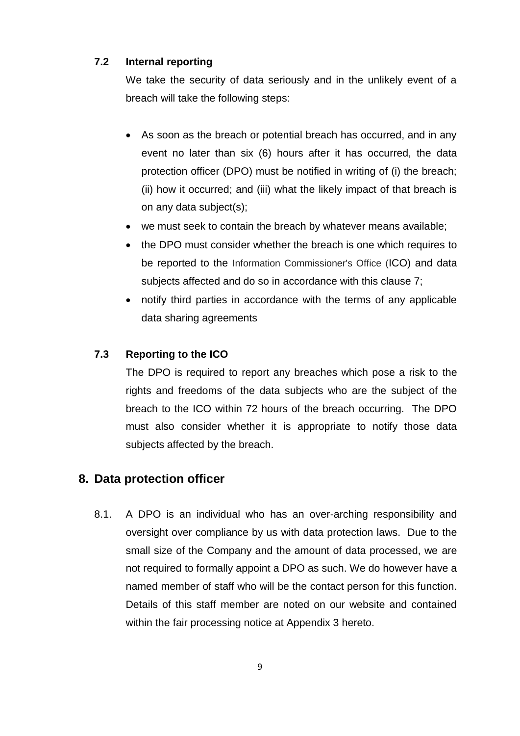### 7.2 Internal reporting

We take the security of data seriously and in the unlikely event of a breach will take the following steps:

- As soon as the breach or potential breach has occurred, and in any event no later than six (6) hours after it has occurred, the data protection officer (DPO) must be notified in writing of (i) the breach; (ii) how it occurred; and (iii) what the likely impact of that breach is on any data subject(s);
- we must seek to contain the breach by whatever means available;
- the DPO must consider whether the breach is one which requires to be reported to the Information Commissioner's Office (ICO) and data subjects affected and do so in accordance with this clause 7;
- notify third parties in accordance with the terms of any applicable data sharing agreements

### 7.3 Reporting to the ICO

The DPO is required to report any breaches which pose a risk to the rights and freedoms of the data subjects who are the subject of the breach to the ICO within 72 hours of the breach occurring. The DPO must also consider whether it is appropriate to notify those data subjects affected by the breach.

## 8. Data protection officer

8.1. A DPO is an individual who has an over-arching responsibility and oversight over compliance by us with data protection laws. Due to the small size of the Company and the amount of data processed, we are not required to formally appoint a DPO as such. We do however have a named member of staff who will be the contact person for this function. Details of this staff member are noted on our website and contained within the fair processing notice at Appendix 3 hereto.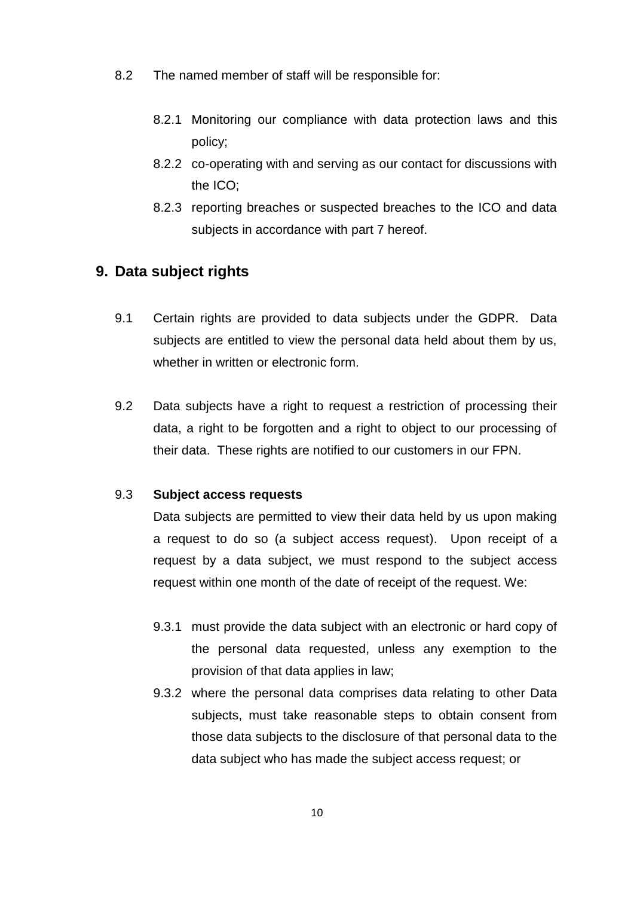8.2 The named member of staff will be responsible for:

- 8.2.1 Monitoring our compliance with data protection laws and this policy;
- 8.2.2 co-operating with and serving as our contact for discussions with the ICO;
- 8.2.3 reporting breaches or suspected breaches to the ICO and data subjects in accordance with part 7 hereof.

## 9. Data subject rights

9.1 Certain rights are provided to data subjects under the GDPR. Data subjects are entitled to view the personal data held about them by us, whether in written or electronic form.

9.2 Data subjects have a right to request a restriction of processing their data, a right to be forgotten and a right to object to our processing of their data. These rights are notified to our customers in our FPN.

9.3 **Subject access requests**

Data subjects are permitted to view their data held by us upon making a request to do so (a subject access request). Upon receipt of a request by a data subject, we must respond to the subject access request within one month of the date of receipt of the request. We:

- 9.3.1 must provide the data subject with an electronic or hard copy of the personal data requested, unless any exemption to the provision of that data applies in law;
- 9.3.2 where the personal data comprises data relating to other Data subjects, must take reasonable steps to obtain consent from those data subjects to the disclosure of that personal data to the data subject who has made the subject access request; or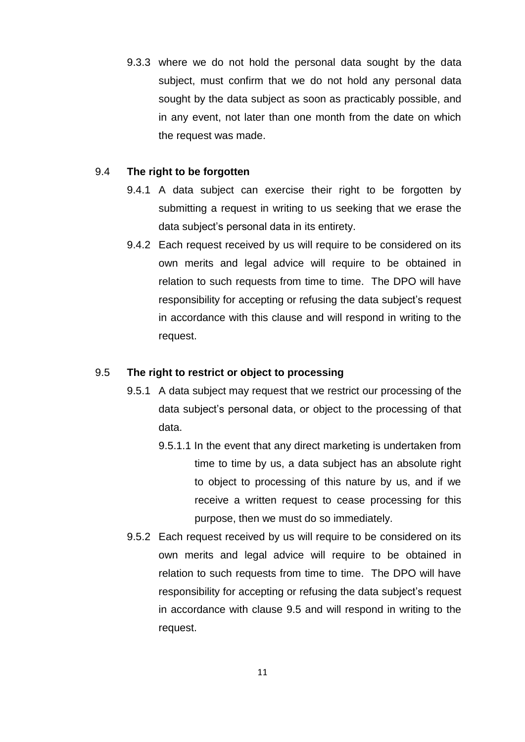9.3.3 where we do not hold the personal data sought by the data subject, must confirm that we do not hold any personal data sought by the data subject as soon as practicably possible, and in any event, not later than one month from the date on which the request was made.

9.4 **The right to be forgotten**

9.4.1 A data subject can exercise their right to be forgotten by submitting a request in writing to us seeking that we erase the data subject's personal data in its entirety.

9.4.2 Each request received by us will require to be considered on its own merits and legal advice will require to be obtained in relation to such requests from time to time. The DPO will have responsibility for accepting or refusing the data subject's request in accordance with this clause and will respond in writing to the request.

9.5 **The right to restrict or object to processing**

9.5.1 A data subject may request that we restrict our processing of the data subject's personal data, or object to the processing of that data.

9.5.1.1 In the event that any direct marketing is undertaken from time to time by us, a data subject has an absolute right to object to processing of this nature by us, and if we receive a written request to cease processing for this purpose, then we must do so immediately.

9.5.2 Each request received by us will require to be considered on its own merits and legal advice will require to be obtained in relation to such requests from time to time. The DPO will have responsibility for accepting or refusing the data subject's request in accordance with clause 9.5 and will respond in writing to the request.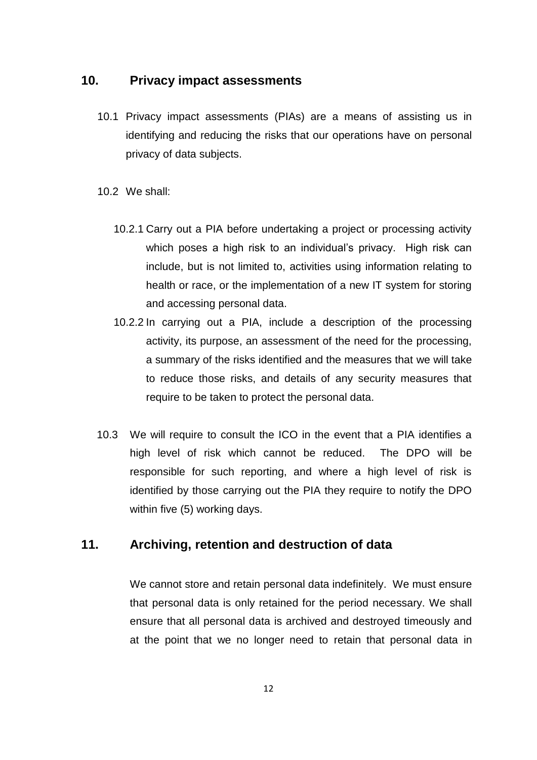## 10. Privacy impact assessments

10.1 Privacy impact assessments (PIAs) are a means of assisting us in identifying and reducing the risks that our operations have on personal privacy of data subjects.

10.2 We shall:

10.2.1 Carry out a PIA before undertaking a project or processing activity which poses a high risk to an individual's privacy. High risk can include, but is not limited to, activities using information relating to health or race, or the implementation of a new IT system for storing and accessing personal data.

10.2.2 In carrying out a PIA, include a description of the processing activity, its purpose, an assessment of the need for the processing, a summary of the risks identified and the measures that we will take to reduce those risks, and details of any security measures that require to be taken to protect the personal data.

10.3 We will require to consult the ICO in the event that a PIA identifies a high level of risk which cannot be reduced. The DPO will be responsible for such reporting, and where a high level of risk is identified by those carrying out the PIA they require to notify the DPO within five (5) working days.

## 11. Archiving, retention and destruction of data

We cannot store and retain personal data indefinitely. We must ensure that personal data is only retained for the period necessary. We shall ensure that all personal data is archived and destroyed timeously and at the point that we no longer need to retain that personal data in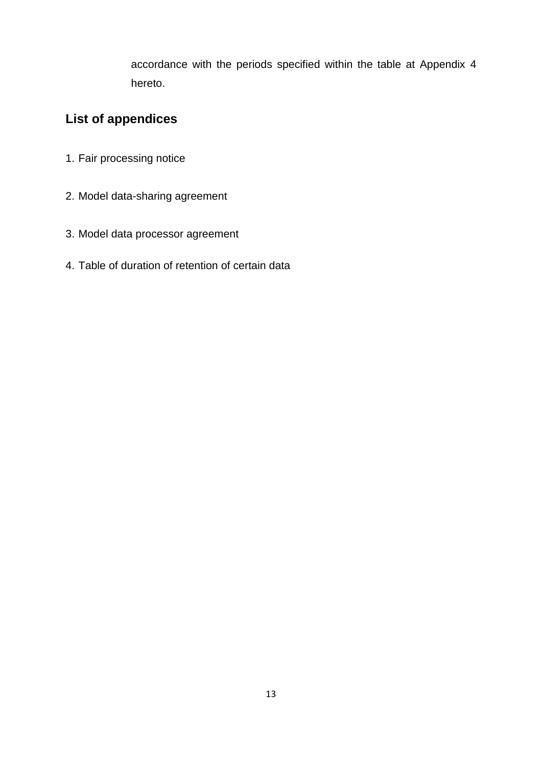accordance with the periods specified within the table at Appendix 4 hereto.

## List of appendices

1. Fair processing notice

2. Model data-sharing agreement

3. Model data processor agreement

4. Table of duration of retention of certain data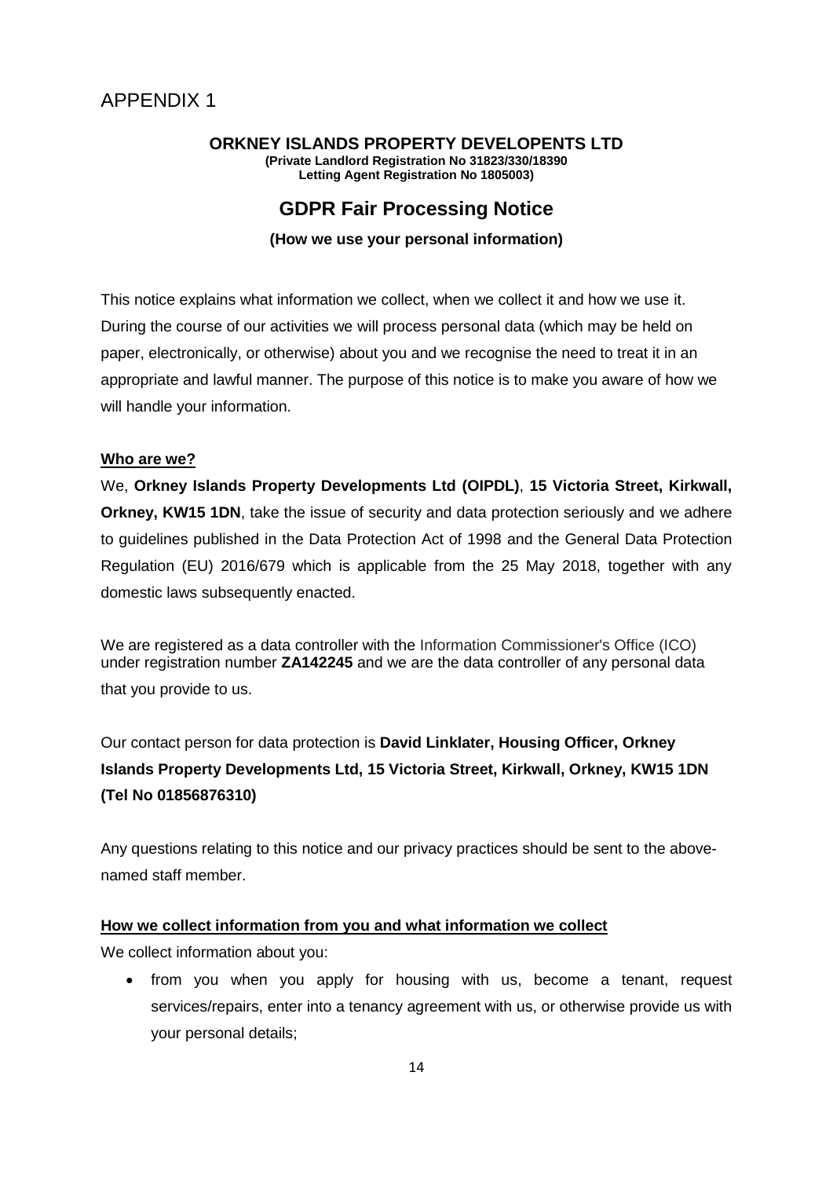# APPENDIX 1

**ORKNEY ISLANDS PROPERTY DEVELOPENTS LTD**
**(Private Landlord Registration No 31823/330/18390**
**Letting Agent Registration No 1805003)**

## GDPR Fair Processing Notice

**(How we use your personal information)**

This notice explains what information we collect, when we collect it and how we use it. During the course of our activities we will process personal data (which may be held on paper, electronically, or otherwise) about you and we recognise the need to treat it in an appropriate and lawful manner. The purpose of this notice is to make you aware of how we will handle your information.

**Who are we?**

We, **Orkney Islands Property Developments Ltd (OIPDL)**, **15 Victoria Street, Kirkwall, Orkney, KW15 1DN**, take the issue of security and data protection seriously and we adhere to guidelines published in the Data Protection Act of 1998 and the General Data Protection Regulation (EU) 2016/679 which is applicable from the 25 May 2018, together with any domestic laws subsequently enacted.

We are registered as a data controller with the Information Commissioner's Office (ICO) under registration number **ZA142245** and we are the data controller of any personal data that you provide to us.

Our contact person for data protection is **David Linklater, Housing Officer, Orkney Islands Property Developments Ltd, 15 Victoria Street, Kirkwall, Orkney, KW15 1DN (Tel No 01856876310)**

Any questions relating to this notice and our privacy practices should be sent to the above-named staff member.

**How we collect information from you and what information we collect**

We collect information about you:

- from you when you apply for housing with us, become a tenant, request services/repairs, enter into a tenancy agreement with us, or otherwise provide us with your personal details;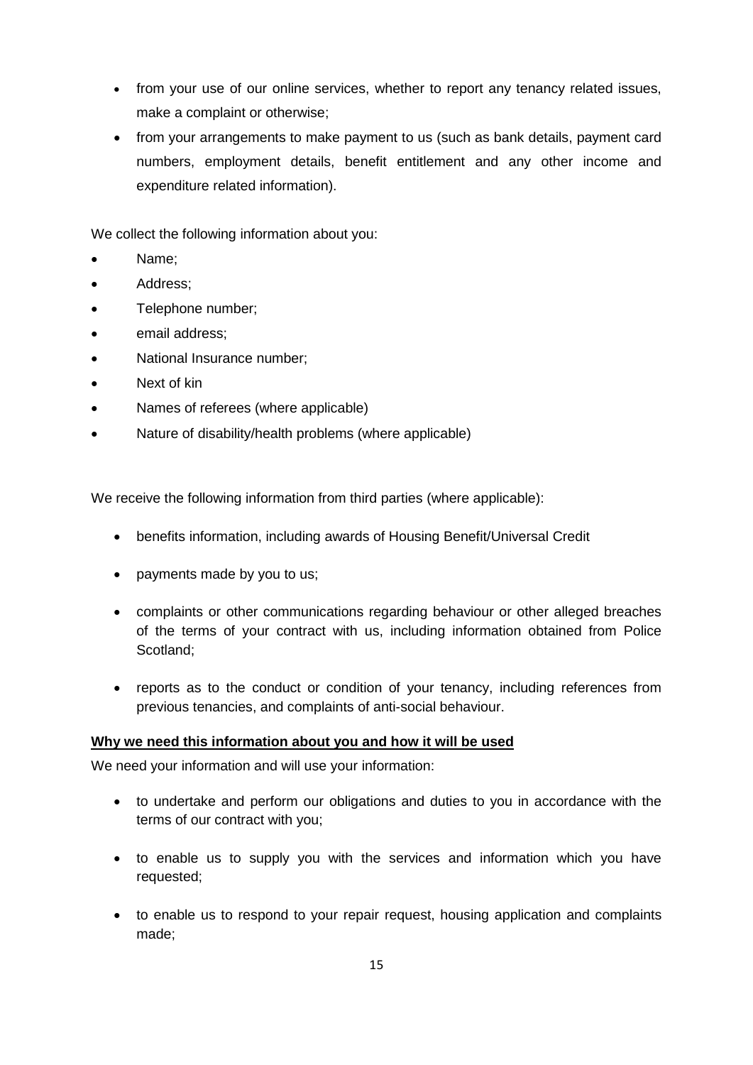- from your use of our online services, whether to report any tenancy related issues, make a complaint or otherwise;
- from your arrangements to make payment to us (such as bank details, payment card numbers, employment details, benefit entitlement and any other income and expenditure related information).

We collect the following information about you:

- Name;
- Address;
- Telephone number;
- email address;
- National Insurance number;
- Next of kin
- Names of referees (where applicable)
- Nature of disability/health problems (where applicable)

We receive the following information from third parties (where applicable):

- benefits information, including awards of Housing Benefit/Universal Credit
- payments made by you to us;
- complaints or other communications regarding behaviour or other alleged breaches of the terms of your contract with us, including information obtained from Police Scotland;
- reports as to the conduct or condition of your tenancy, including references from previous tenancies, and complaints of anti-social behaviour.

**Why we need this information about you and how it will be used**

We need your information and will use your information:

- to undertake and perform our obligations and duties to you in accordance with the terms of our contract with you;
- to enable us to supply you with the services and information which you have requested;
- to enable us to respond to your repair request, housing application and complaints made;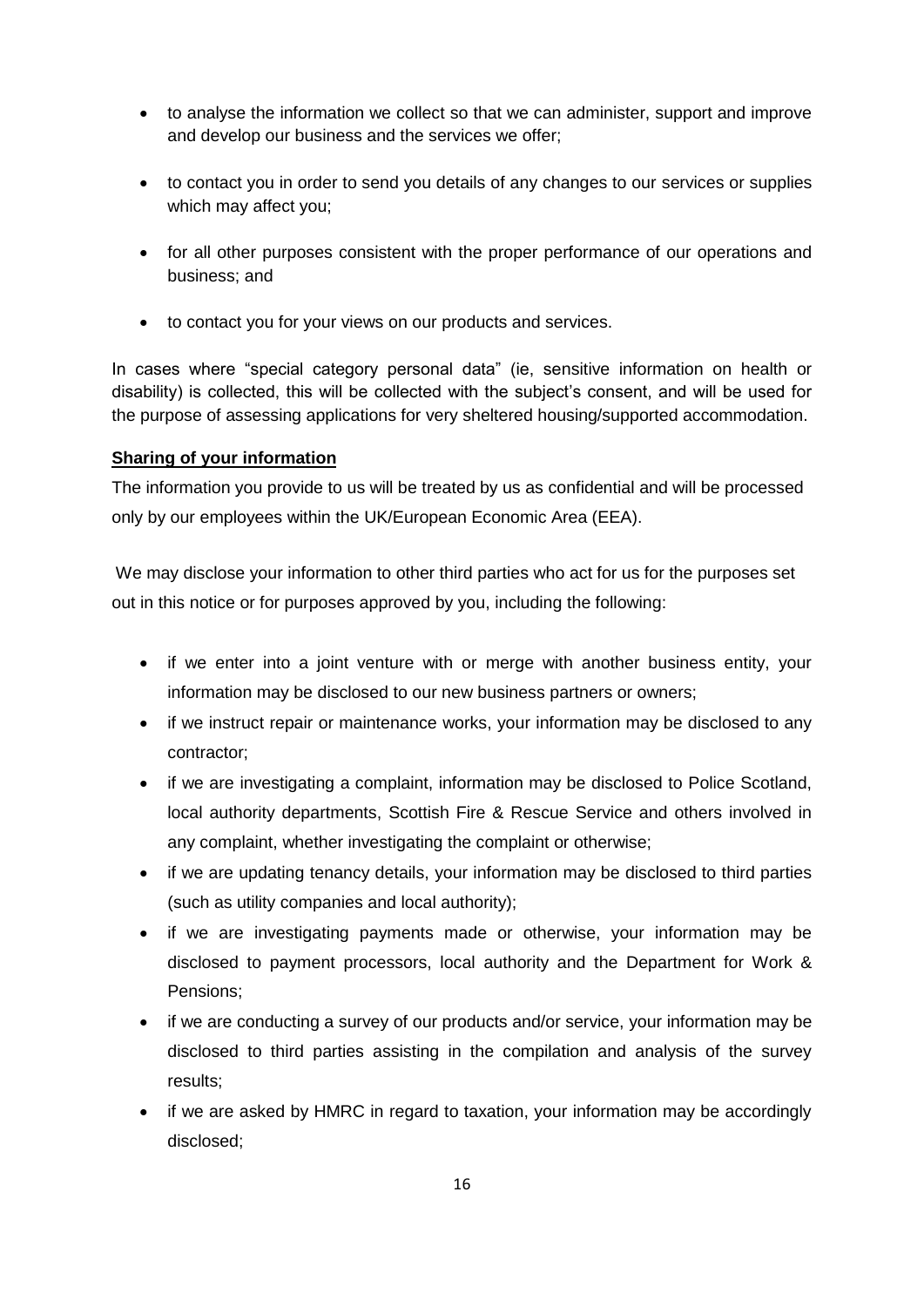- to analyse the information we collect so that we can administer, support and improve and develop our business and the services we offer;
- to contact you in order to send you details of any changes to our services or supplies which may affect you;
- for all other purposes consistent with the proper performance of our operations and business; and
- to contact you for your views on our products and services.

In cases where "special category personal data" (ie, sensitive information on health or disability) is collected, this will be collected with the subject's consent, and will be used for the purpose of assessing applications for very sheltered housing/supported accommodation.

**Sharing of your information**

The information you provide to us will be treated by us as confidential and will be processed only by our employees within the UK/European Economic Area (EEA).

We may disclose your information to other third parties who act for us for the purposes set out in this notice or for purposes approved by you, including the following:

- if we enter into a joint venture with or merge with another business entity, your information may be disclosed to our new business partners or owners;
- if we instruct repair or maintenance works, your information may be disclosed to any contractor;
- if we are investigating a complaint, information may be disclosed to Police Scotland, local authority departments, Scottish Fire & Rescue Service and others involved in any complaint, whether investigating the complaint or otherwise;
- if we are updating tenancy details, your information may be disclosed to third parties (such as utility companies and local authority);
- if we are investigating payments made or otherwise, your information may be disclosed to payment processors, local authority and the Department for Work & Pensions;
- if we are conducting a survey of our products and/or service, your information may be disclosed to third parties assisting in the compilation and analysis of the survey results;
- if we are asked by HMRC in regard to taxation, your information may be accordingly disclosed;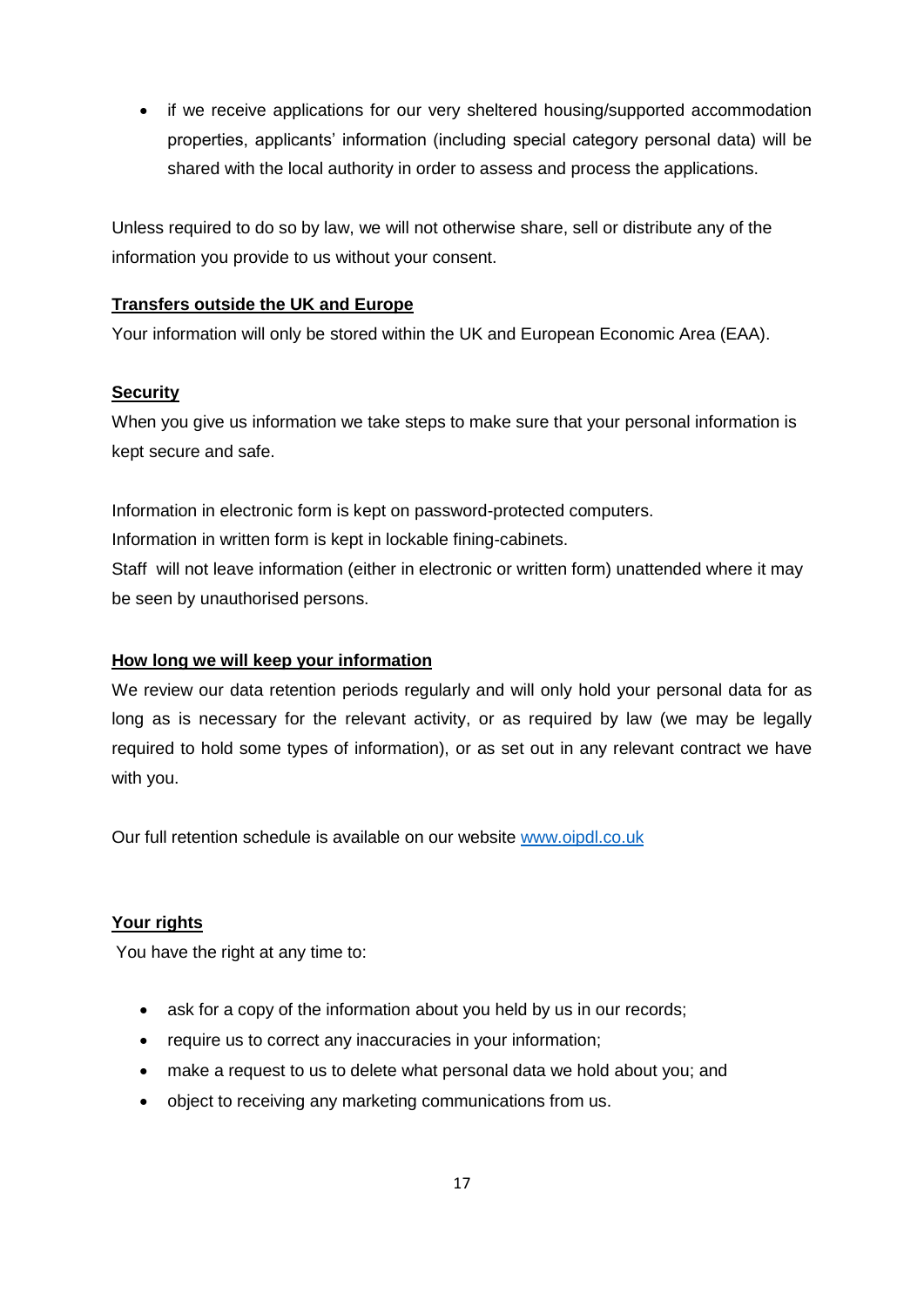- if we receive applications for our very sheltered housing/supported accommodation properties, applicants' information (including special category personal data) will be shared with the local authority in order to assess and process the applications.

Unless required to do so by law, we will not otherwise share, sell or distribute any of the information you provide to us without your consent.

**Transfers outside the UK and Europe**

Your information will only be stored within the UK and European Economic Area (EAA).

**Security**

When you give us information we take steps to make sure that your personal information is kept secure and safe.

Information in electronic form is kept on password-protected computers.
Information in written form is kept in lockable fining-cabinets.
Staff will not leave information (either in electronic or written form) unattended where it may be seen by unauthorised persons.

**How long we will keep your information**

We review our data retention periods regularly and will only hold your personal data for as long as is necessary for the relevant activity, or as required by law (we may be legally required to hold some types of information), or as set out in any relevant contract we have with you.

Our full retention schedule is available on our website [www.oipdl.co.uk](http://www.oipdl.co.uk)

**Your rights**

You have the right at any time to:

- ask for a copy of the information about you held by us in our records;
- require us to correct any inaccuracies in your information;
- make a request to us to delete what personal data we hold about you; and
- object to receiving any marketing communications from us.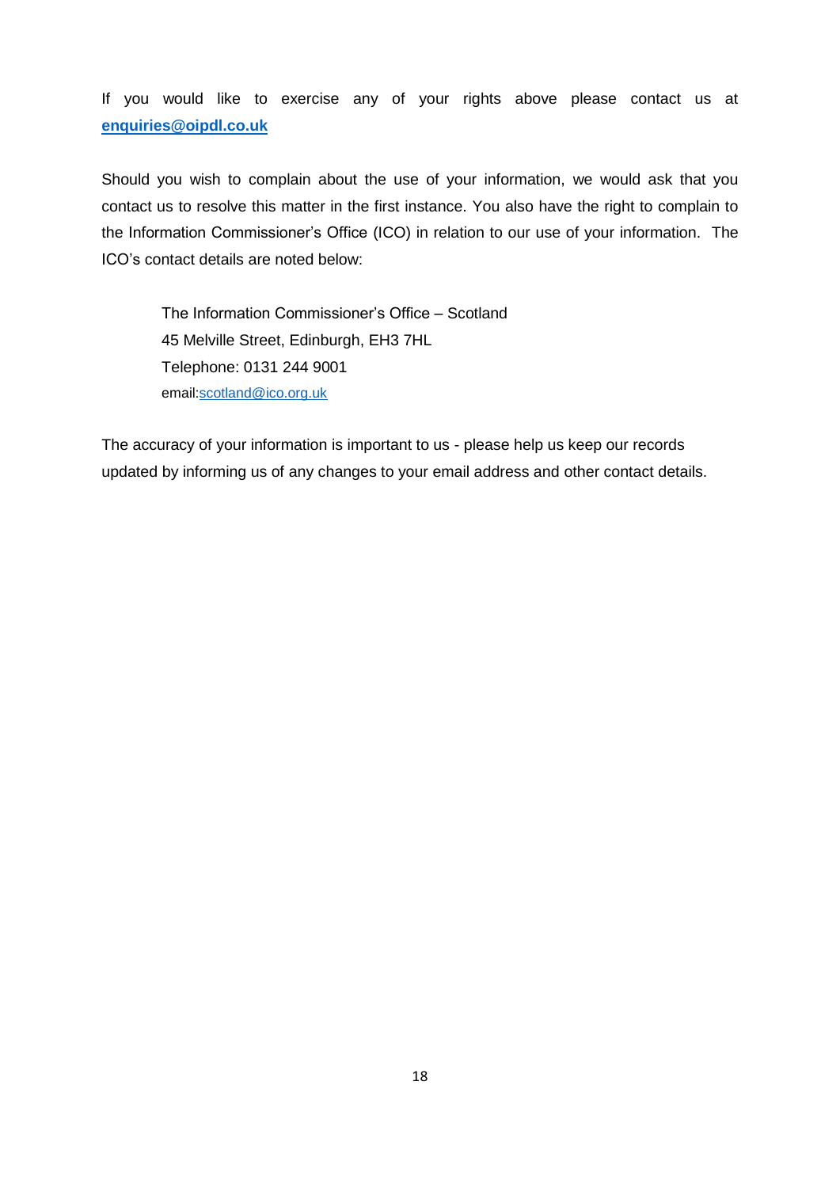If you would like to exercise any of your rights above please contact us at **enquiries@oipdl.co.uk**

Should you wish to complain about the use of your information, we would ask that you contact us to resolve this matter in the first instance. You also have the right to complain to the Information Commissioner's Office (ICO) in relation to our use of your information. The ICO's contact details are noted below:

The Information Commissioner's Office – Scotland
45 Melville Street, Edinburgh, EH3 7HL
Telephone: 0131 244 9001
email:scotland@ico.org.uk

The accuracy of your information is important to us - please help us keep our records updated by informing us of any changes to your email address and other contact details.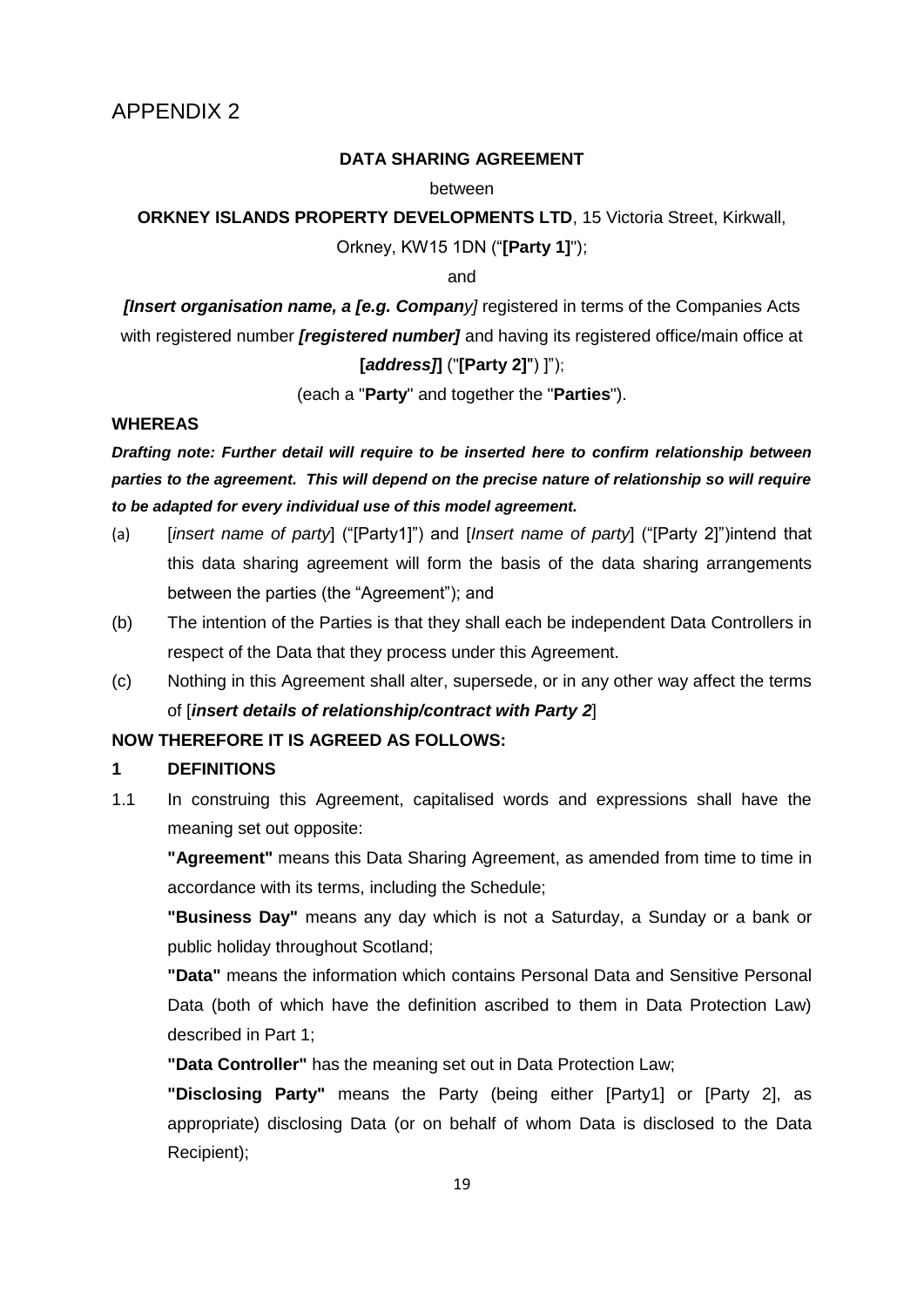# APPENDIX 2

**DATA SHARING AGREEMENT**

between

**ORKNEY ISLANDS PROPERTY DEVELOPMENTS LTD**, 15 Victoria Street, Kirkwall, Orkney, KW15 1DN ("**[Party 1]**");

and

***[Insert organisation name, a [e.g. Compan****y]* registered in terms of the Companies Acts with registered number ***[registered number]*** and having its registered office/main office at **[*address]*]** ("**[Party 2]**") ]");

(each a "**Party**" and together the "**Parties**").

**WHEREAS**

***Drafting note: Further detail will require to be inserted here to confirm relationship between parties to the agreement. This will depend on the precise nature of relationship so will require to be adapted for every individual use of this model agreement.***

(a) [*insert name of party*] ("[Party1]") and [*Insert name of party*] ("[Party 2]")intend that this data sharing agreement will form the basis of the data sharing arrangements between the parties (the "Agreement"); and

(b) The intention of the Parties is that they shall each be independent Data Controllers in respect of the Data that they process under this Agreement.

(c) Nothing in this Agreement shall alter, supersede, or in any other way affect the terms of [***insert details of relationship/contract with Party 2***]

**NOW THEREFORE IT IS AGREED AS FOLLOWS:**

**1 DEFINITIONS**

1.1 In construing this Agreement, capitalised words and expressions shall have the meaning set out opposite:

**"Agreement"** means this Data Sharing Agreement, as amended from time to time in accordance with its terms, including the Schedule;

**"Business Day"** means any day which is not a Saturday, a Sunday or a bank or public holiday throughout Scotland;

**"Data"** means the information which contains Personal Data and Sensitive Personal Data (both of which have the definition ascribed to them in Data Protection Law) described in Part 1;

**"Data Controller"** has the meaning set out in Data Protection Law;

**"Disclosing Party"** means the Party (being either [Party1] or [Party 2], as appropriate) disclosing Data (or on behalf of whom Data is disclosed to the Data Recipient);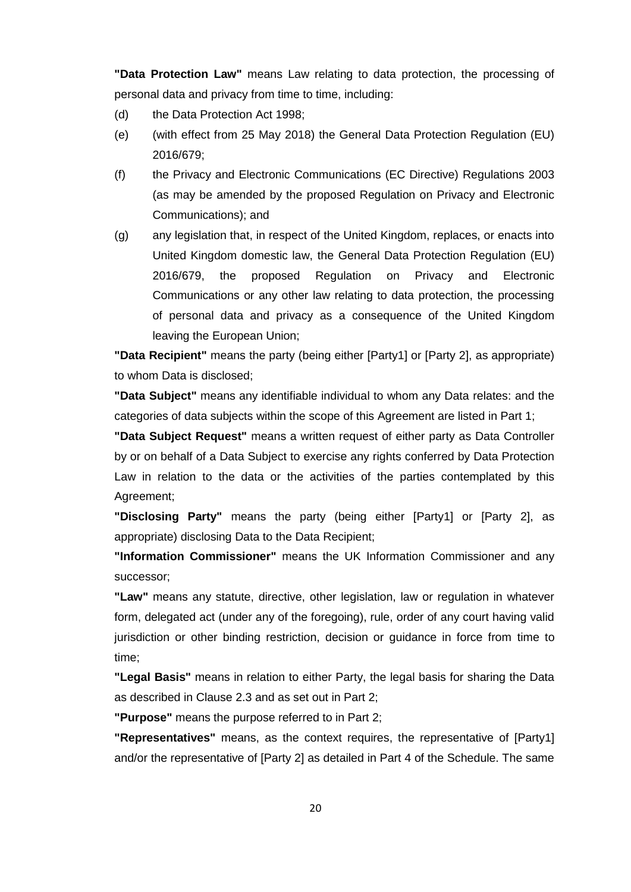**"Data Protection Law"** means Law relating to data protection, the processing of personal data and privacy from time to time, including:

(d) the Data Protection Act 1998;

(e) (with effect from 25 May 2018) the General Data Protection Regulation (EU) 2016/679;

(f) the Privacy and Electronic Communications (EC Directive) Regulations 2003 (as may be amended by the proposed Regulation on Privacy and Electronic Communications); and

(g) any legislation that, in respect of the United Kingdom, replaces, or enacts into United Kingdom domestic law, the General Data Protection Regulation (EU) 2016/679, the proposed Regulation on Privacy and Electronic Communications or any other law relating to data protection, the processing of personal data and privacy as a consequence of the United Kingdom leaving the European Union;

**"Data Recipient"** means the party (being either [Party1] or [Party 2], as appropriate) to whom Data is disclosed;

**"Data Subject"** means any identifiable individual to whom any Data relates: and the categories of data subjects within the scope of this Agreement are listed in Part 1;

**"Data Subject Request"** means a written request of either party as Data Controller by or on behalf of a Data Subject to exercise any rights conferred by Data Protection Law in relation to the data or the activities of the parties contemplated by this Agreement;

**"Disclosing Party"** means the party (being either [Party1] or [Party 2], as appropriate) disclosing Data to the Data Recipient;

**"Information Commissioner"** means the UK Information Commissioner and any successor;

**"Law"** means any statute, directive, other legislation, law or regulation in whatever form, delegated act (under any of the foregoing), rule, order of any court having valid jurisdiction or other binding restriction, decision or guidance in force from time to time;

**"Legal Basis"** means in relation to either Party, the legal basis for sharing the Data as described in Clause 2.3 and as set out in Part 2;

**"Purpose"** means the purpose referred to in Part 2;

**"Representatives"** means, as the context requires, the representative of [Party1] and/or the representative of [Party 2] as detailed in Part 4 of the Schedule. The same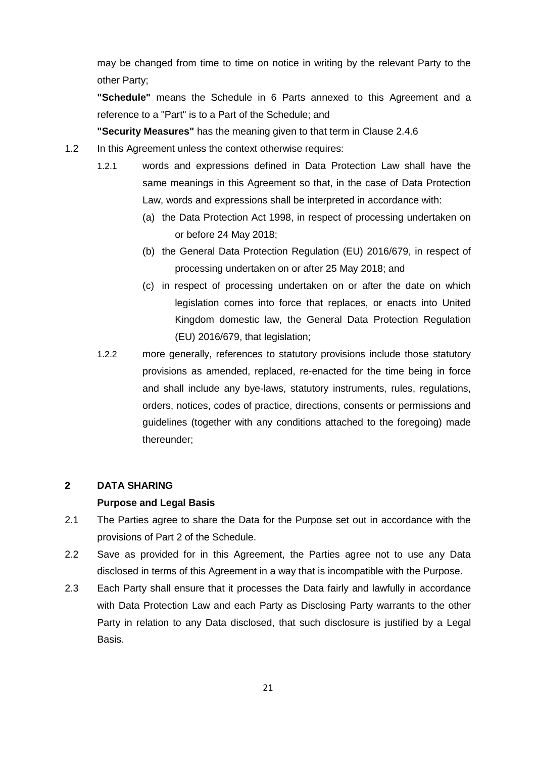may be changed from time to time on notice in writing by the relevant Party to the other Party;

**"Schedule"** means the Schedule in 6 Parts annexed to this Agreement and a reference to a "Part" is to a Part of the Schedule; and

**"Security Measures"** has the meaning given to that term in Clause 2.4.6

1.2 In this Agreement unless the context otherwise requires:

1.2.1 words and expressions defined in Data Protection Law shall have the same meanings in this Agreement so that, in the case of Data Protection Law, words and expressions shall be interpreted in accordance with:

(a) the Data Protection Act 1998, in respect of processing undertaken on or before 24 May 2018;

(b) the General Data Protection Regulation (EU) 2016/679, in respect of processing undertaken on or after 25 May 2018; and

(c) in respect of processing undertaken on or after the date on which legislation comes into force that replaces, or enacts into United Kingdom domestic law, the General Data Protection Regulation (EU) 2016/679, that legislation;

1.2.2 more generally, references to statutory provisions include those statutory provisions as amended, replaced, re-enacted for the time being in force and shall include any bye-laws, statutory instruments, rules, regulations, orders, notices, codes of practice, directions, consents or permissions and guidelines (together with any conditions attached to the foregoing) made thereunder;

## 2 DATA SHARING

### Purpose and Legal Basis

2.1 The Parties agree to share the Data for the Purpose set out in accordance with the provisions of Part 2 of the Schedule.

2.2 Save as provided for in this Agreement, the Parties agree not to use any Data disclosed in terms of this Agreement in a way that is incompatible with the Purpose.

2.3 Each Party shall ensure that it processes the Data fairly and lawfully in accordance with Data Protection Law and each Party as Disclosing Party warrants to the other Party in relation to any Data disclosed, that such disclosure is justified by a Legal Basis.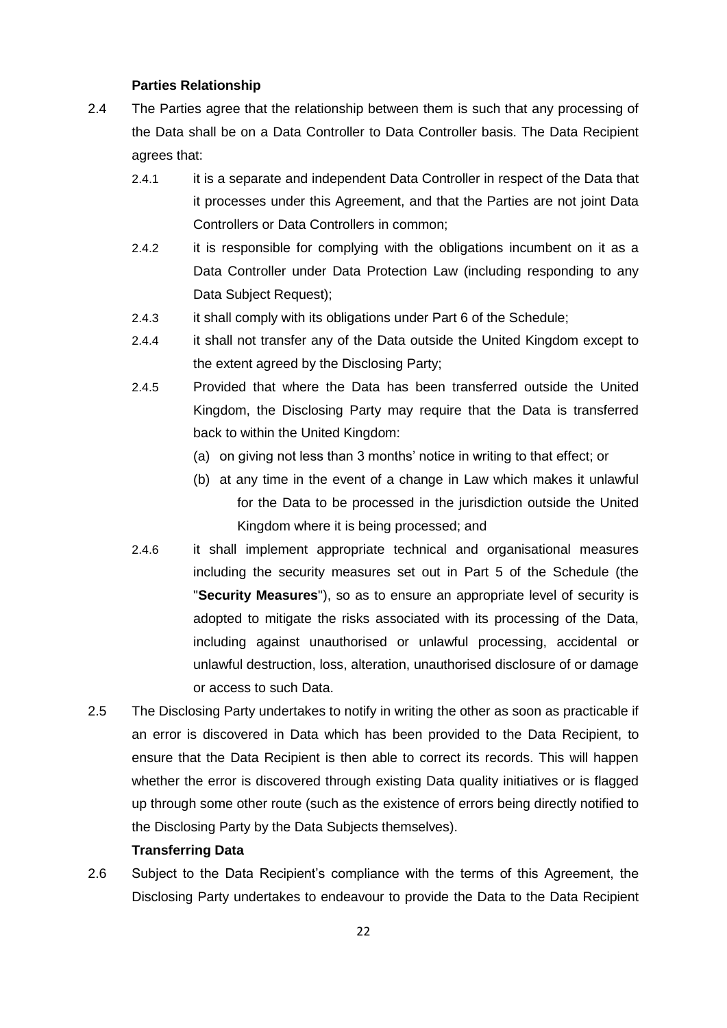**Parties Relationship**

2.4 The Parties agree that the relationship between them is such that any processing of the Data shall be on a Data Controller to Data Controller basis. The Data Recipient agrees that:

2.4.1 it is a separate and independent Data Controller in respect of the Data that it processes under this Agreement, and that the Parties are not joint Data Controllers or Data Controllers in common;

2.4.2 it is responsible for complying with the obligations incumbent on it as a Data Controller under Data Protection Law (including responding to any Data Subject Request);

2.4.3 it shall comply with its obligations under Part 6 of the Schedule;

2.4.4 it shall not transfer any of the Data outside the United Kingdom except to the extent agreed by the Disclosing Party;

2.4.5 Provided that where the Data has been transferred outside the United Kingdom, the Disclosing Party may require that the Data is transferred back to within the United Kingdom:

(a) on giving not less than 3 months' notice in writing to that effect; or

(b) at any time in the event of a change in Law which makes it unlawful for the Data to be processed in the jurisdiction outside the United Kingdom where it is being processed; and

2.4.6 it shall implement appropriate technical and organisational measures including the security measures set out in Part 5 of the Schedule (the "**Security Measures**"), so as to ensure an appropriate level of security is adopted to mitigate the risks associated with its processing of the Data, including against unauthorised or unlawful processing, accidental or unlawful destruction, loss, alteration, unauthorised disclosure of or damage or access to such Data.

2.5 The Disclosing Party undertakes to notify in writing the other as soon as practicable if an error is discovered in Data which has been provided to the Data Recipient, to ensure that the Data Recipient is then able to correct its records. This will happen whether the error is discovered through existing Data quality initiatives or is flagged up through some other route (such as the existence of errors being directly notified to the Disclosing Party by the Data Subjects themselves).

**Transferring Data**

2.6 Subject to the Data Recipient's compliance with the terms of this Agreement, the Disclosing Party undertakes to endeavour to provide the Data to the Data Recipient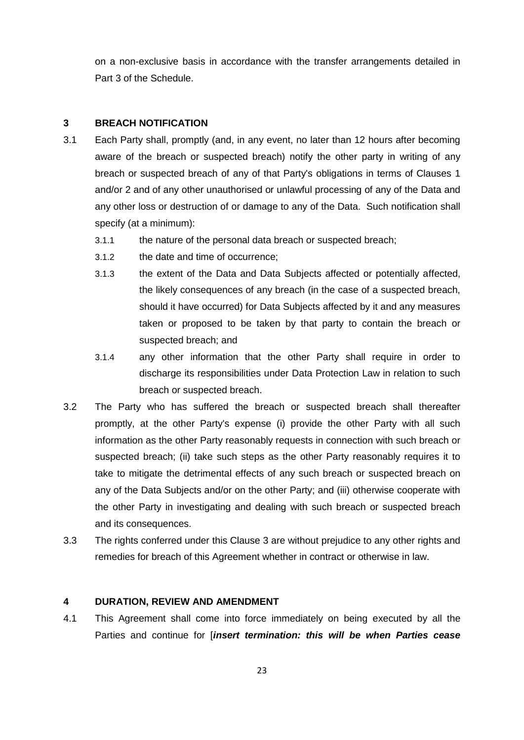on a non-exclusive basis in accordance with the transfer arrangements detailed in Part 3 of the Schedule.

## 3 BREACH NOTIFICATION

3.1 Each Party shall, promptly (and, in any event, no later than 12 hours after becoming aware of the breach or suspected breach) notify the other party in writing of any breach or suspected breach of any of that Party's obligations in terms of Clauses 1 and/or 2 and of any other unauthorised or unlawful processing of any of the Data and any other loss or destruction of or damage to any of the Data. Such notification shall specify (at a minimum):

3.1.1 the nature of the personal data breach or suspected breach;

3.1.2 the date and time of occurrence;

3.1.3 the extent of the Data and Data Subjects affected or potentially affected, the likely consequences of any breach (in the case of a suspected breach, should it have occurred) for Data Subjects affected by it and any measures taken or proposed to be taken by that party to contain the breach or suspected breach; and

3.1.4 any other information that the other Party shall require in order to discharge its responsibilities under Data Protection Law in relation to such breach or suspected breach.

3.2 The Party who has suffered the breach or suspected breach shall thereafter promptly, at the other Party's expense (i) provide the other Party with all such information as the other Party reasonably requests in connection with such breach or suspected breach; (ii) take such steps as the other Party reasonably requires it to take to mitigate the detrimental effects of any such breach or suspected breach on any of the Data Subjects and/or on the other Party; and (iii) otherwise cooperate with the other Party in investigating and dealing with such breach or suspected breach and its consequences.

3.3 The rights conferred under this Clause 3 are without prejudice to any other rights and remedies for breach of this Agreement whether in contract or otherwise in law.

## 4 DURATION, REVIEW AND AMENDMENT

4.1 This Agreement shall come into force immediately on being executed by all the Parties and continue for [***insert termination: this will be when Parties cease***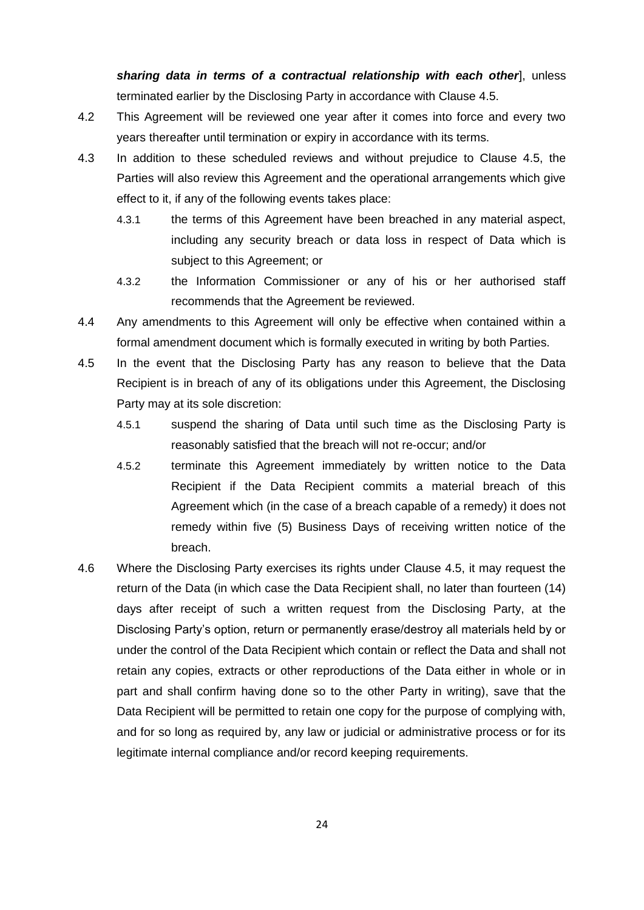***sharing data in terms of a contractual relationship with each other***], unless terminated earlier by the Disclosing Party in accordance with Clause 4.5.

4.2 This Agreement will be reviewed one year after it comes into force and every two years thereafter until termination or expiry in accordance with its terms.

4.3 In addition to these scheduled reviews and without prejudice to Clause 4.5, the Parties will also review this Agreement and the operational arrangements which give effect to it, if any of the following events takes place:

4.3.1 the terms of this Agreement have been breached in any material aspect, including any security breach or data loss in respect of Data which is subject to this Agreement; or

4.3.2 the Information Commissioner or any of his or her authorised staff recommends that the Agreement be reviewed.

4.4 Any amendments to this Agreement will only be effective when contained within a formal amendment document which is formally executed in writing by both Parties.

4.5 In the event that the Disclosing Party has any reason to believe that the Data Recipient is in breach of any of its obligations under this Agreement, the Disclosing Party may at its sole discretion:

4.5.1 suspend the sharing of Data until such time as the Disclosing Party is reasonably satisfied that the breach will not re-occur; and/or

4.5.2 terminate this Agreement immediately by written notice to the Data Recipient if the Data Recipient commits a material breach of this Agreement which (in the case of a breach capable of a remedy) it does not remedy within five (5) Business Days of receiving written notice of the breach.

4.6 Where the Disclosing Party exercises its rights under Clause 4.5, it may request the return of the Data (in which case the Data Recipient shall, no later than fourteen (14) days after receipt of such a written request from the Disclosing Party, at the Disclosing Party's option, return or permanently erase/destroy all materials held by or under the control of the Data Recipient which contain or reflect the Data and shall not retain any copies, extracts or other reproductions of the Data either in whole or in part and shall confirm having done so to the other Party in writing), save that the Data Recipient will be permitted to retain one copy for the purpose of complying with, and for so long as required by, any law or judicial or administrative process or for its legitimate internal compliance and/or record keeping requirements.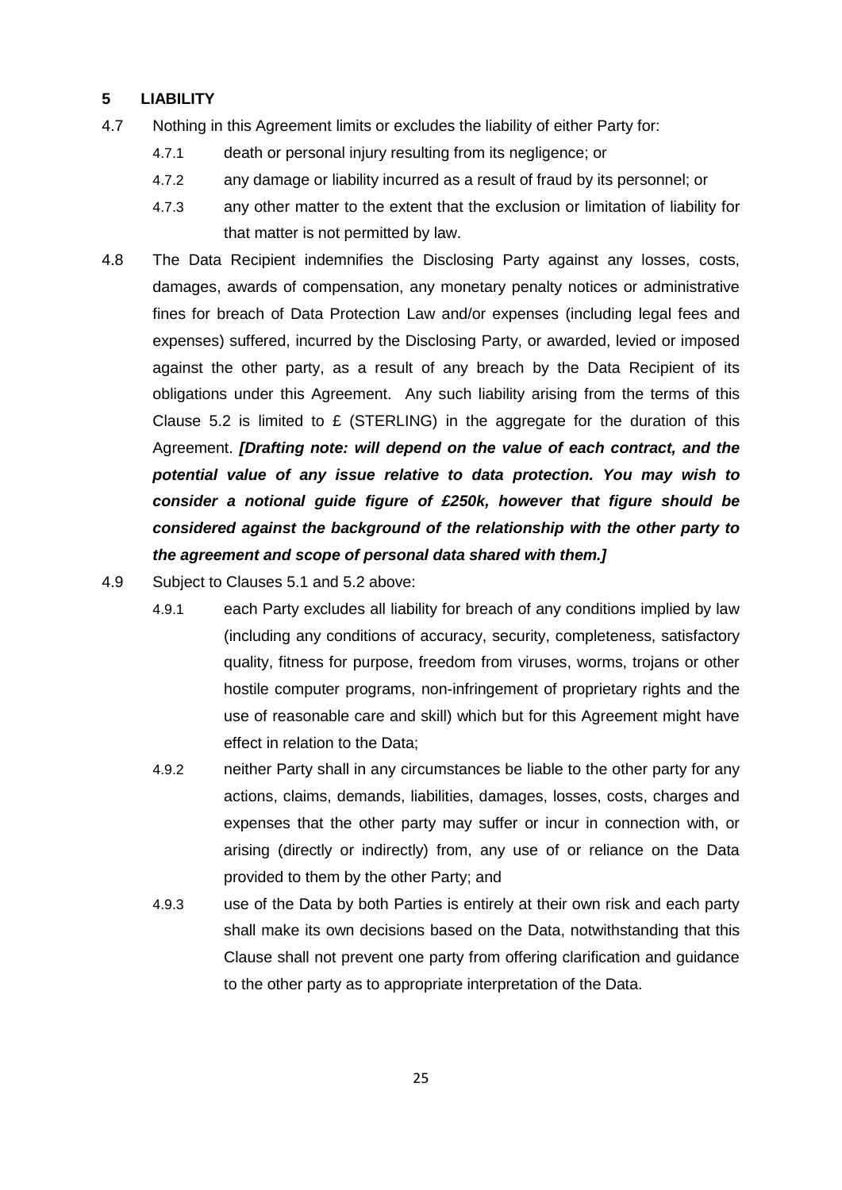## 5 LIABILITY

4.7 Nothing in this Agreement limits or excludes the liability of either Party for:

4.7.1 death or personal injury resulting from its negligence; or

4.7.2 any damage or liability incurred as a result of fraud by its personnel; or

4.7.3 any other matter to the extent that the exclusion or limitation of liability for that matter is not permitted by law.

4.8 The Data Recipient indemnifies the Disclosing Party against any losses, costs, damages, awards of compensation, any monetary penalty notices or administrative fines for breach of Data Protection Law and/or expenses (including legal fees and expenses) suffered, incurred by the Disclosing Party, or awarded, levied or imposed against the other party, as a result of any breach by the Data Recipient of its obligations under this Agreement. Any such liability arising from the terms of this Clause 5.2 is limited to £ (STERLING) in the aggregate for the duration of this Agreement. ***[Drafting note: will depend on the value of each contract, and the potential value of any issue relative to data protection. You may wish to consider a notional guide figure of £250k, however that figure should be considered against the background of the relationship with the other party to the agreement and scope of personal data shared with them.]***

4.9 Subject to Clauses 5.1 and 5.2 above:

4.9.1 each Party excludes all liability for breach of any conditions implied by law (including any conditions of accuracy, security, completeness, satisfactory quality, fitness for purpose, freedom from viruses, worms, trojans or other hostile computer programs, non-infringement of proprietary rights and the use of reasonable care and skill) which but for this Agreement might have effect in relation to the Data;

4.9.2 neither Party shall in any circumstances be liable to the other party for any actions, claims, demands, liabilities, damages, losses, costs, charges and expenses that the other party may suffer or incur in connection with, or arising (directly or indirectly) from, any use of or reliance on the Data provided to them by the other Party; and

4.9.3 use of the Data by both Parties is entirely at their own risk and each party shall make its own decisions based on the Data, notwithstanding that this Clause shall not prevent one party from offering clarification and guidance to the other party as to appropriate interpretation of the Data.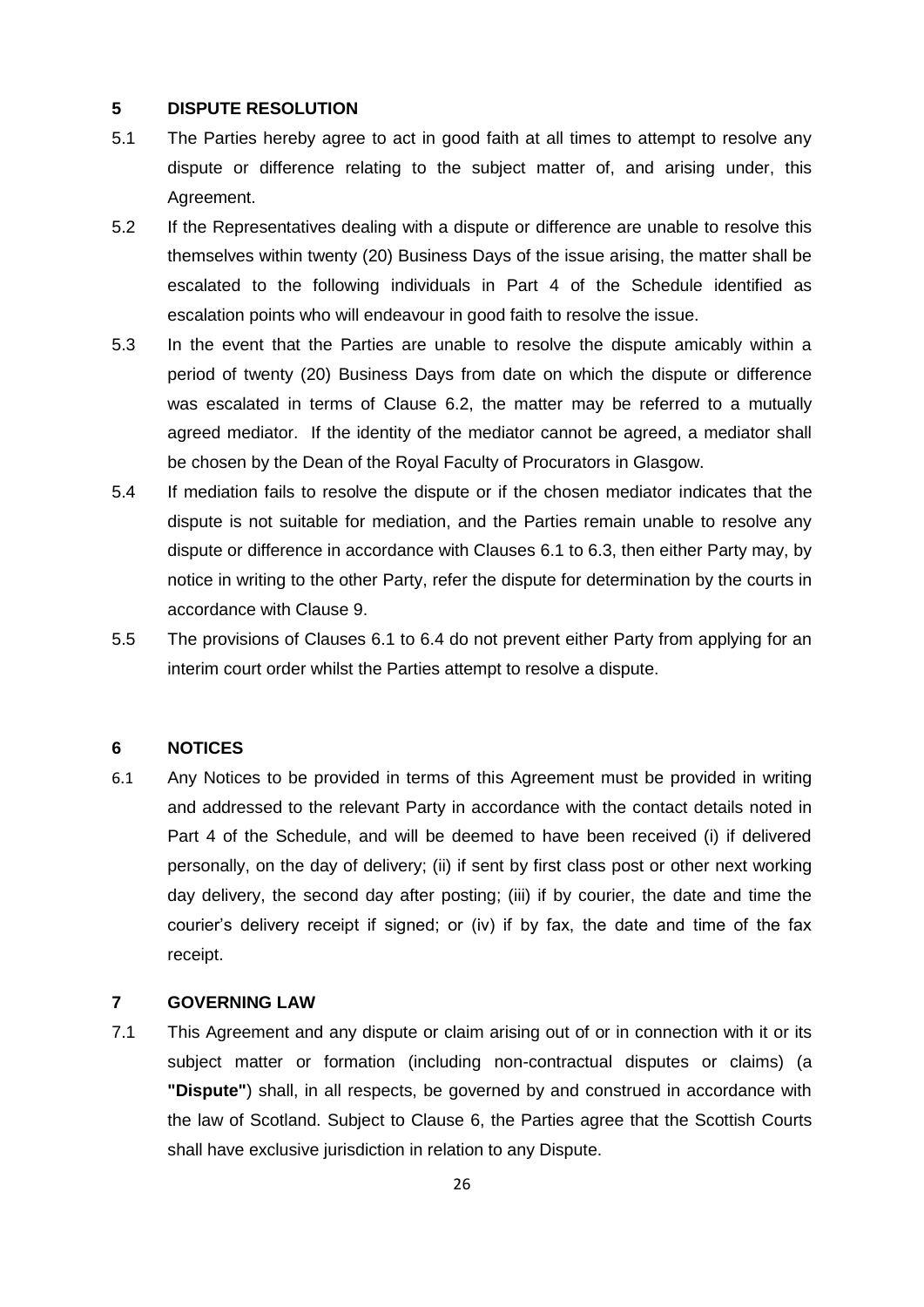## 5 DISPUTE RESOLUTION

5.1 The Parties hereby agree to act in good faith at all times to attempt to resolve any dispute or difference relating to the subject matter of, and arising under, this Agreement.

5.2 If the Representatives dealing with a dispute or difference are unable to resolve this themselves within twenty (20) Business Days of the issue arising, the matter shall be escalated to the following individuals in Part 4 of the Schedule identified as escalation points who will endeavour in good faith to resolve the issue.

5.3 In the event that the Parties are unable to resolve the dispute amicably within a period of twenty (20) Business Days from date on which the dispute or difference was escalated in terms of Clause 6.2, the matter may be referred to a mutually agreed mediator. If the identity of the mediator cannot be agreed, a mediator shall be chosen by the Dean of the Royal Faculty of Procurators in Glasgow.

5.4 If mediation fails to resolve the dispute or if the chosen mediator indicates that the dispute is not suitable for mediation, and the Parties remain unable to resolve any dispute or difference in accordance with Clauses 6.1 to 6.3, then either Party may, by notice in writing to the other Party, refer the dispute for determination by the courts in accordance with Clause 9.

5.5 The provisions of Clauses 6.1 to 6.4 do not prevent either Party from applying for an interim court order whilst the Parties attempt to resolve a dispute.

## 6 NOTICES

6.1 Any Notices to be provided in terms of this Agreement must be provided in writing and addressed to the relevant Party in accordance with the contact details noted in Part 4 of the Schedule, and will be deemed to have been received (i) if delivered personally, on the day of delivery; (ii) if sent by first class post or other next working day delivery, the second day after posting; (iii) if by courier, the date and time the courier's delivery receipt if signed; or (iv) if by fax, the date and time of the fax receipt.

## 7 GOVERNING LAW

7.1 This Agreement and any dispute or claim arising out of or in connection with it or its subject matter or formation (including non-contractual disputes or claims) (a **"Dispute"**) shall, in all respects, be governed by and construed in accordance with the law of Scotland. Subject to Clause 6, the Parties agree that the Scottish Courts shall have exclusive jurisdiction in relation to any Dispute.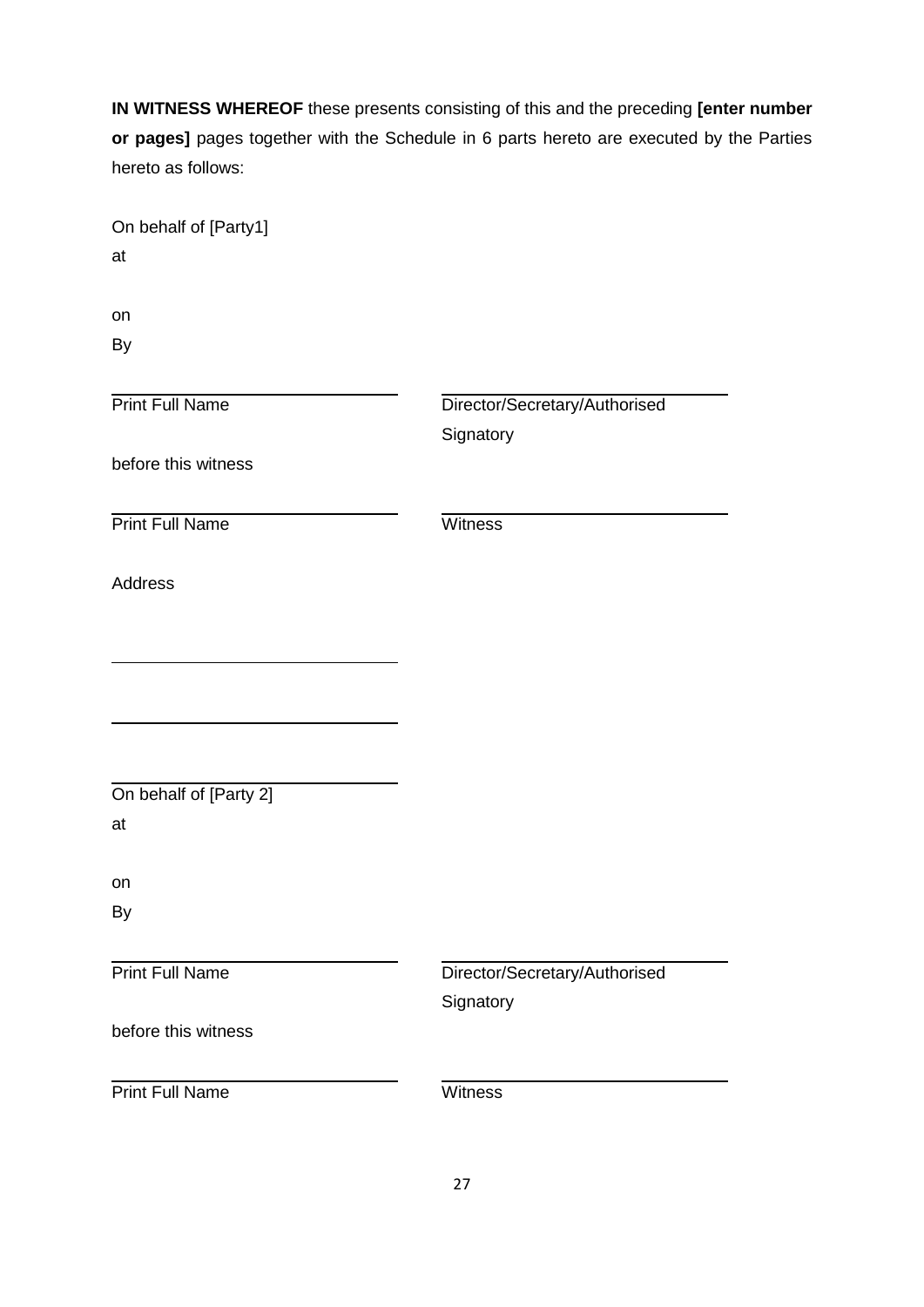**IN WITNESS WHEREOF** these presents consisting of this and the preceding **[enter number or pages]** pages together with the Schedule in 6 parts hereto are executed by the Parties hereto as follows:

On behalf of [Party1]

at

on

By

| | |
|---|---|
| Print Full Name | Director/Secretary/Authorised Signatory |

before this witness

| | |
|---|---|
| Print Full Name | Witness |

Address

\_\_\_\_\_\_\_\_\_\_\_\_\_\_\_\_\_\_\_\_\_\_\_\_\_\_\_\_

\_\_\_\_\_\_\_\_\_\_\_\_\_\_\_\_\_\_\_\_\_\_\_\_\_\_\_\_

\_\_\_\_\_\_\_\_\_\_\_\_\_\_\_\_\_\_\_\_\_\_\_\_\_\_\_\_

On behalf of [Party 2]

at

on

By

| | |
|---|---|
| Print Full Name | Director/Secretary/Authorised Signatory |

before this witness

| | |
|---|---|
| Print Full Name | Witness |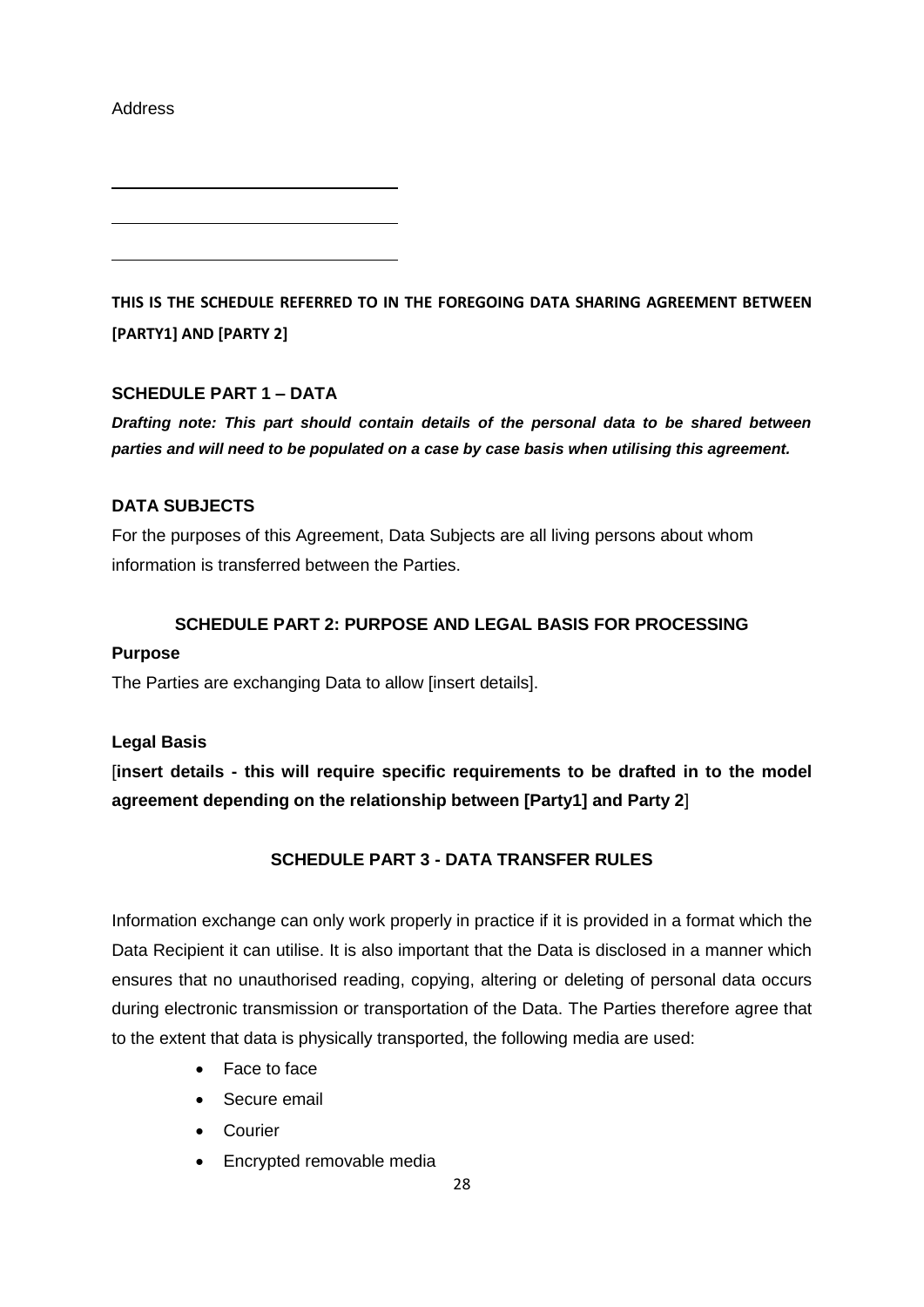Address

\_\_\_\_\_\_\_\_\_\_\_\_\_\_\_\_\_\_\_\_\_\_\_\_\_\_\_\_\_\_

\_\_\_\_\_\_\_\_\_\_\_\_\_\_\_\_\_\_\_\_\_\_\_\_\_\_\_\_\_\_

\_\_\_\_\_\_\_\_\_\_\_\_\_\_\_\_\_\_\_\_\_\_\_\_\_\_\_\_\_\_

**THIS IS THE SCHEDULE REFERRED TO IN THE FOREGOING DATA SHARING AGREEMENT BETWEEN [PARTY1] AND [PARTY 2]**

**SCHEDULE PART 1 – DATA**

***Drafting note: This part should contain details of the personal data to be shared between parties and will need to be populated on a case by case basis when utilising this agreement.***

**DATA SUBJECTS**

For the purposes of this Agreement, Data Subjects are all living persons about whom information is transferred between the Parties.

**SCHEDULE PART 2: PURPOSE AND LEGAL BASIS FOR PROCESSING**

**Purpose**

The Parties are exchanging Data to allow [insert details].

**Legal Basis**

[**insert details - this will require specific requirements to be drafted in to the model agreement depending on the relationship between [Party1] and Party 2**]

**SCHEDULE PART 3 - DATA TRANSFER RULES**

Information exchange can only work properly in practice if it is provided in a format which the Data Recipient it can utilise. It is also important that the Data is disclosed in a manner which ensures that no unauthorised reading, copying, altering or deleting of personal data occurs during electronic transmission or transportation of the Data. The Parties therefore agree that to the extent that data is physically transported, the following media are used:

- Face to face
- Secure email
- Courier
- Encrypted removable media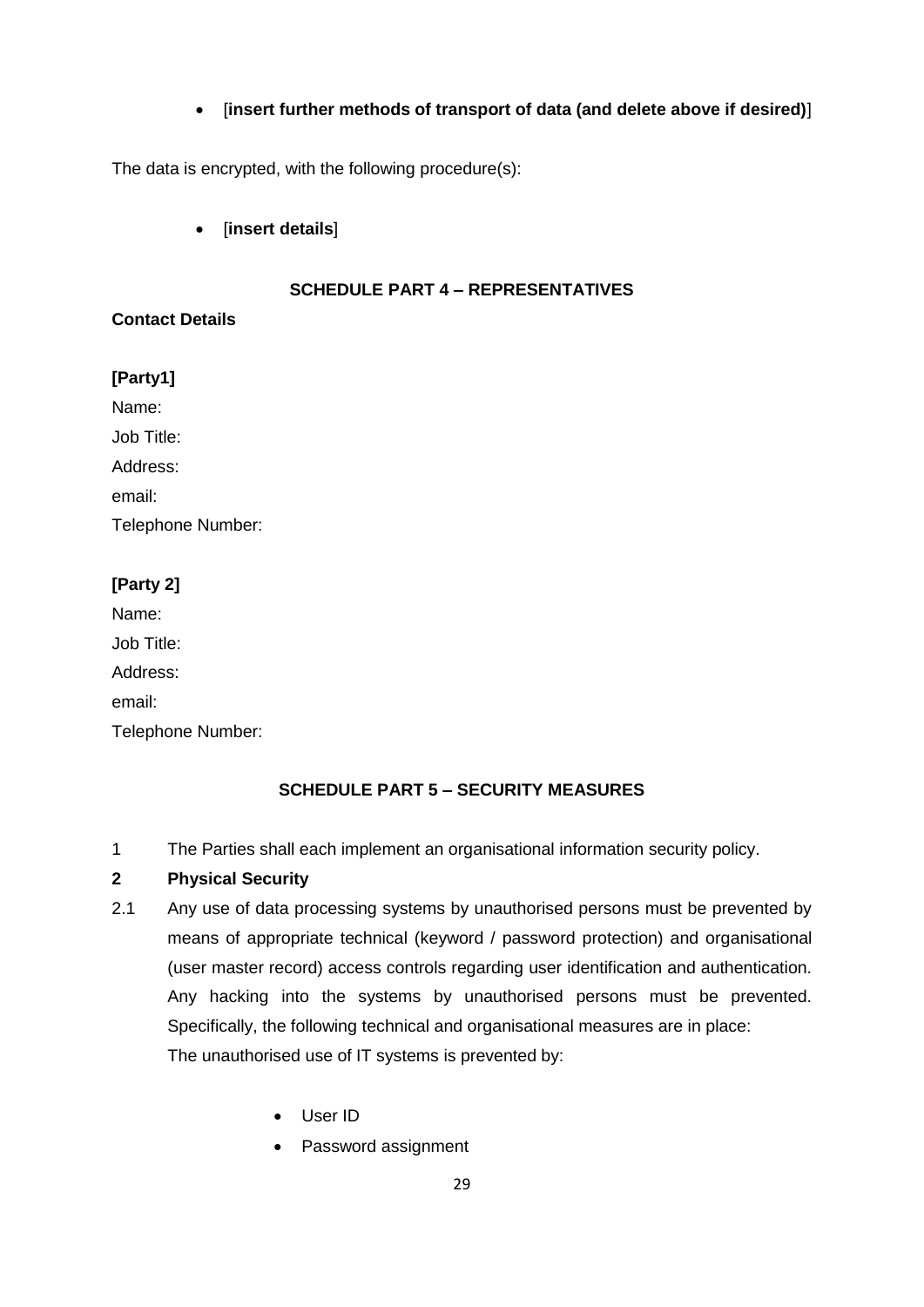- [**insert further methods of transport of data (and delete above if desired)**]

The data is encrypted, with the following procedure(s):

- [**insert details**]

## SCHEDULE PART 4 – REPRESENTATIVES

**Contact Details**

**[Party1]**

Name:

Job Title:

Address:

email:

Telephone Number:

**[Party 2]**

Name:

Job Title:

Address:

email:

Telephone Number:

## SCHEDULE PART 5 – SECURITY MEASURES

1 The Parties shall each implement an organisational information security policy.

**2 Physical Security**

2.1 Any use of data processing systems by unauthorised persons must be prevented by means of appropriate technical (keyword / password protection) and organisational (user master record) access controls regarding user identification and authentication. Any hacking into the systems by unauthorised persons must be prevented. Specifically, the following technical and organisational measures are in place:
The unauthorised use of IT systems is prevented by:

- User ID
- Password assignment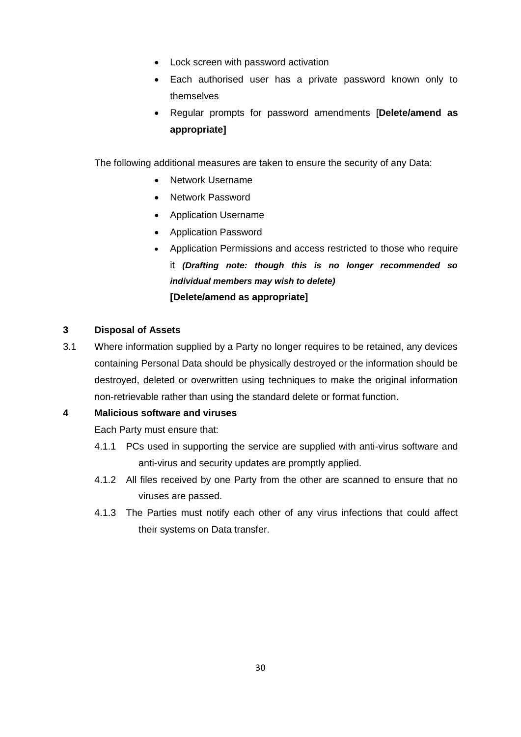- Lock screen with password activation
- Each authorised user has a private password known only to themselves
- Regular prompts for password amendments [**Delete/amend as appropriate]**

The following additional measures are taken to ensure the security of any Data:

- Network Username
- Network Password
- Application Username
- Application Password
- Application Permissions and access restricted to those who require it ***(Drafting note: though this is no longer recommended so individual members may wish to delete)***
  **[Delete/amend as appropriate]**

**3 Disposal of Assets**

3.1 Where information supplied by a Party no longer requires to be retained, any devices containing Personal Data should be physically destroyed or the information should be destroyed, deleted or overwritten using techniques to make the original information non-retrievable rather than using the standard delete or format function.

**4 Malicious software and viruses**

Each Party must ensure that:

4.1.1 PCs used in supporting the service are supplied with anti-virus software and anti-virus and security updates are promptly applied.

4.1.2 All files received by one Party from the other are scanned to ensure that no viruses are passed.

4.1.3 The Parties must notify each other of any virus infections that could affect their systems on Data transfer.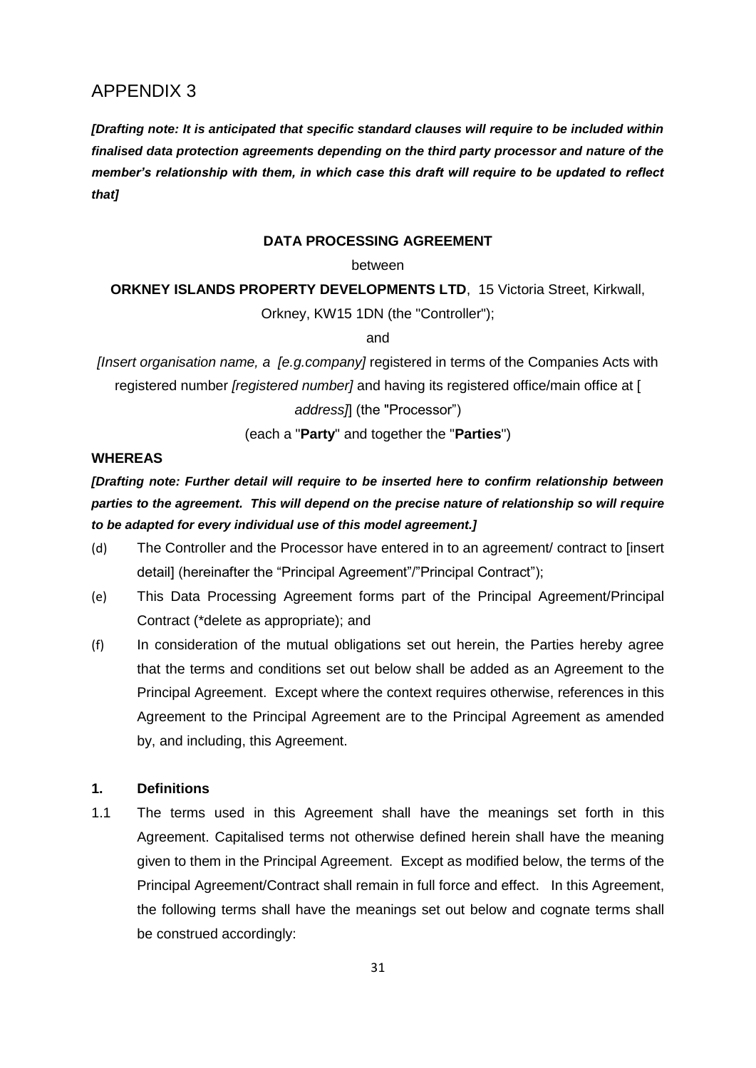# APPENDIX 3

***[Drafting note: It is anticipated that specific standard clauses will require to be included within finalised data protection agreements depending on the third party processor and nature of the member's relationship with them, in which case this draft will require to be updated to reflect that]***

**DATA PROCESSING AGREEMENT**

between

**ORKNEY ISLANDS PROPERTY DEVELOPMENTS LTD**, 15 Victoria Street, Kirkwall, Orkney, KW15 1DN (the "Controller");

and

*[Insert organisation name, a [e.g.company]* registered in terms of the Companies Acts with registered number *[registered number]* and having its registered office/main office at [ *address]*] (the "Processor")

(each a "**Party**" and together the "**Parties**")

**WHEREAS**

***[Drafting note: Further detail will require to be inserted here to confirm relationship between parties to the agreement. This will depend on the precise nature of relationship so will require to be adapted for every individual use of this model agreement.]***

(d) The Controller and the Processor have entered in to an agreement/ contract to [insert detail] (hereinafter the "Principal Agreement"/"Principal Contract");

(e) This Data Processing Agreement forms part of the Principal Agreement/Principal Contract (*delete as appropriate); and

(f) In consideration of the mutual obligations set out herein, the Parties hereby agree that the terms and conditions set out below shall be added as an Agreement to the Principal Agreement. Except where the context requires otherwise, references in this Agreement to the Principal Agreement are to the Principal Agreement as amended by, and including, this Agreement.

## 1. Definitions

1.1 The terms used in this Agreement shall have the meanings set forth in this Agreement. Capitalised terms not otherwise defined herein shall have the meaning given to them in the Principal Agreement. Except as modified below, the terms of the Principal Agreement/Contract shall remain in full force and effect. In this Agreement, the following terms shall have the meanings set out below and cognate terms shall be construed accordingly: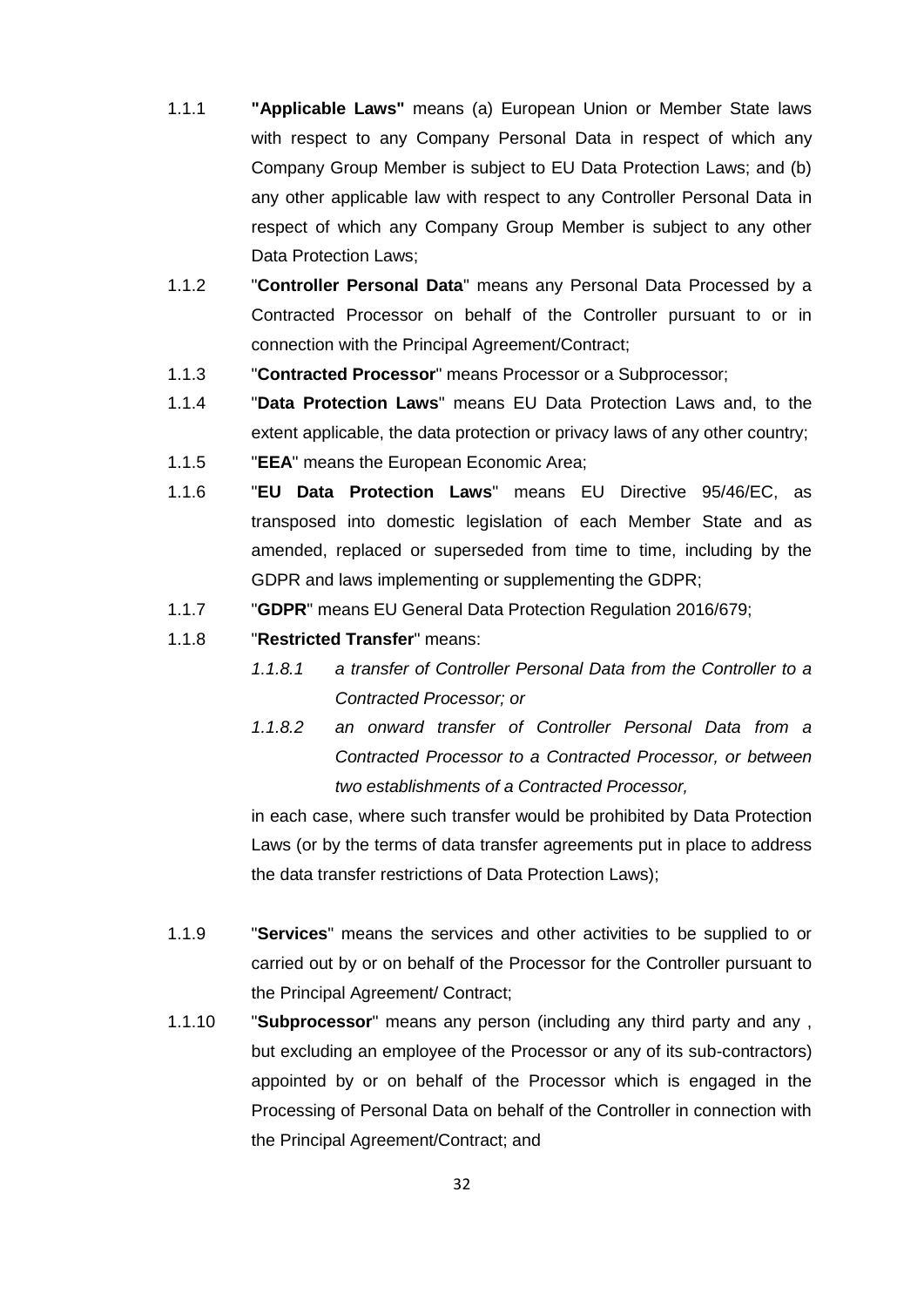1.1.1 **"Applicable Laws"** means (a) European Union or Member State laws with respect to any Company Personal Data in respect of which any Company Group Member is subject to EU Data Protection Laws; and (b) any other applicable law with respect to any Controller Personal Data in respect of which any Company Group Member is subject to any other Data Protection Laws;

1.1.2 "**Controller Personal Data**" means any Personal Data Processed by a Contracted Processor on behalf of the Controller pursuant to or in connection with the Principal Agreement/Contract;

1.1.3 "**Contracted Processor**" means Processor or a Subprocessor;

1.1.4 "**Data Protection Laws**" means EU Data Protection Laws and, to the extent applicable, the data protection or privacy laws of any other country;

1.1.5 "**EEA**" means the European Economic Area;

1.1.6 "**EU Data Protection Laws**" means EU Directive 95/46/EC, as transposed into domestic legislation of each Member State and as amended, replaced or superseded from time to time, including by the GDPR and laws implementing or supplementing the GDPR;

1.1.7 "**GDPR**" means EU General Data Protection Regulation 2016/679;

1.1.8 "**Restricted Transfer**" means:

*1.1.8.1 a transfer of Controller Personal Data from the Controller to a Contracted Processor; or*

*1.1.8.2 an onward transfer of Controller Personal Data from a Contracted Processor to a Contracted Processor, or between two establishments of a Contracted Processor,*

in each case, where such transfer would be prohibited by Data Protection Laws (or by the terms of data transfer agreements put in place to address the data transfer restrictions of Data Protection Laws);

1.1.9 "**Services**" means the services and other activities to be supplied to or carried out by or on behalf of the Processor for the Controller pursuant to the Principal Agreement/ Contract;

1.1.10 "**Subprocessor**" means any person (including any third party and any , but excluding an employee of the Processor or any of its sub-contractors) appointed by or on behalf of the Processor which is engaged in the Processing of Personal Data on behalf of the Controller in connection with the Principal Agreement/Contract; and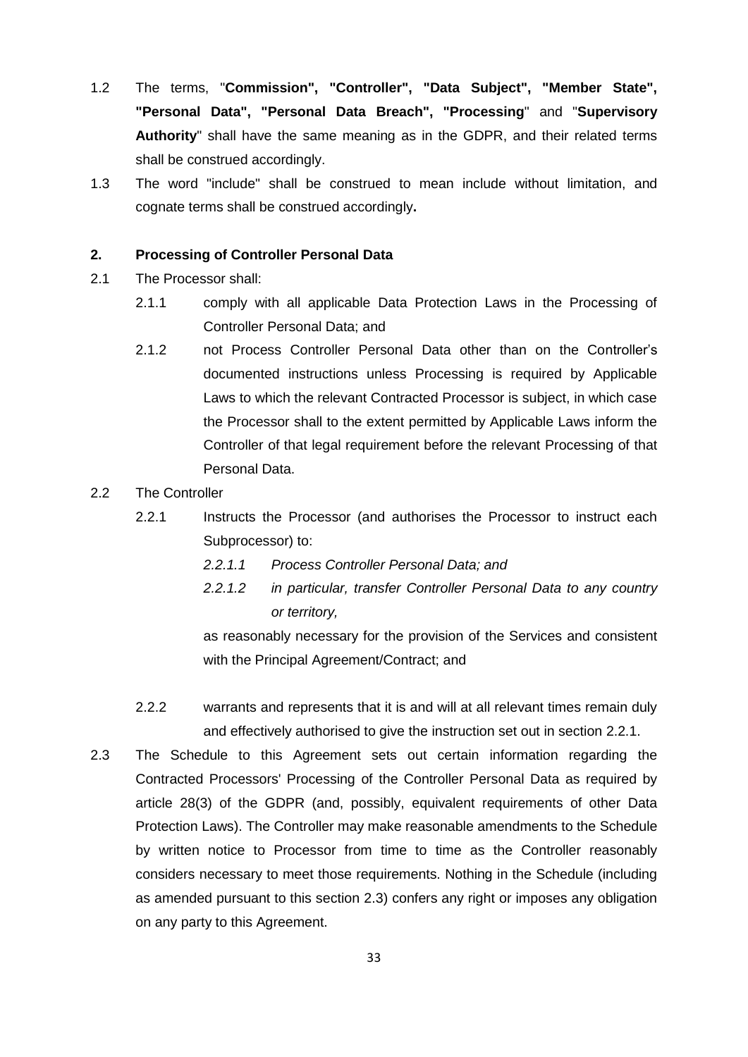1.2 The terms, "**Commission", "Controller", "Data Subject", "Member State", "Personal Data", "Personal Data Breach", "Processing**" and "**Supervisory Authority**" shall have the same meaning as in the GDPR, and their related terms shall be construed accordingly.

1.3 The word "include" shall be construed to mean include without limitation, and cognate terms shall be construed accordingly**.**

## 2. Processing of Controller Personal Data

2.1 The Processor shall:

2.1.1 comply with all applicable Data Protection Laws in the Processing of Controller Personal Data; and

2.1.2 not Process Controller Personal Data other than on the Controller's documented instructions unless Processing is required by Applicable Laws to which the relevant Contracted Processor is subject, in which case the Processor shall to the extent permitted by Applicable Laws inform the Controller of that legal requirement before the relevant Processing of that Personal Data.

2.2 The Controller

2.2.1 Instructs the Processor (and authorises the Processor to instruct each Subprocessor) to:

*2.2.1.1 Process Controller Personal Data; and*

*2.2.1.2 in particular, transfer Controller Personal Data to any country or territory,*

as reasonably necessary for the provision of the Services and consistent with the Principal Agreement/Contract; and

2.2.2 warrants and represents that it is and will at all relevant times remain duly and effectively authorised to give the instruction set out in section 2.2.1.

2.3 The Schedule to this Agreement sets out certain information regarding the Contracted Processors' Processing of the Controller Personal Data as required by article 28(3) of the GDPR (and, possibly, equivalent requirements of other Data Protection Laws). The Controller may make reasonable amendments to the Schedule by written notice to Processor from time to time as the Controller reasonably considers necessary to meet those requirements. Nothing in the Schedule (including as amended pursuant to this section 2.3) confers any right or imposes any obligation on any party to this Agreement.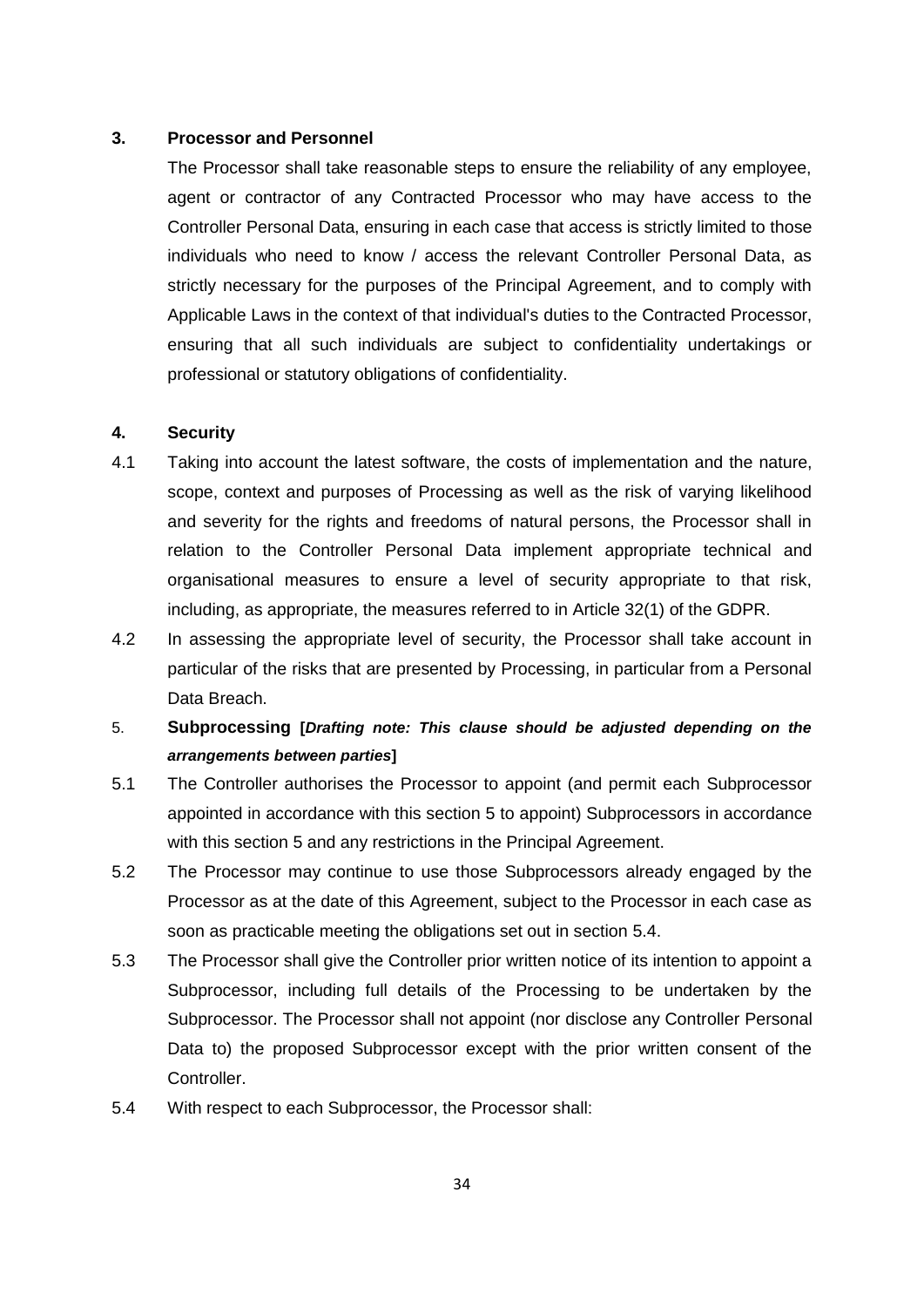## 3. Processor and Personnel

The Processor shall take reasonable steps to ensure the reliability of any employee, agent or contractor of any Contracted Processor who may have access to the Controller Personal Data, ensuring in each case that access is strictly limited to those individuals who need to know / access the relevant Controller Personal Data, as strictly necessary for the purposes of the Principal Agreement, and to comply with Applicable Laws in the context of that individual's duties to the Contracted Processor, ensuring that all such individuals are subject to confidentiality undertakings or professional or statutory obligations of confidentiality.

## 4. Security

4.1 Taking into account the latest software, the costs of implementation and the nature, scope, context and purposes of Processing as well as the risk of varying likelihood and severity for the rights and freedoms of natural persons, the Processor shall in relation to the Controller Personal Data implement appropriate technical and organisational measures to ensure a level of security appropriate to that risk, including, as appropriate, the measures referred to in Article 32(1) of the GDPR.

4.2 In assessing the appropriate level of security, the Processor shall take account in particular of the risks that are presented by Processing, in particular from a Personal Data Breach.

## 5. Subprocessing [*Drafting note: This clause should be adjusted depending on the arrangements between parties*]

5.1 The Controller authorises the Processor to appoint (and permit each Subprocessor appointed in accordance with this section 5 to appoint) Subprocessors in accordance with this section 5 and any restrictions in the Principal Agreement.

5.2 The Processor may continue to use those Subprocessors already engaged by the Processor as at the date of this Agreement, subject to the Processor in each case as soon as practicable meeting the obligations set out in section 5.4.

5.3 The Processor shall give the Controller prior written notice of its intention to appoint a Subprocessor, including full details of the Processing to be undertaken by the Subprocessor. The Processor shall not appoint (nor disclose any Controller Personal Data to) the proposed Subprocessor except with the prior written consent of the Controller.

5.4 With respect to each Subprocessor, the Processor shall: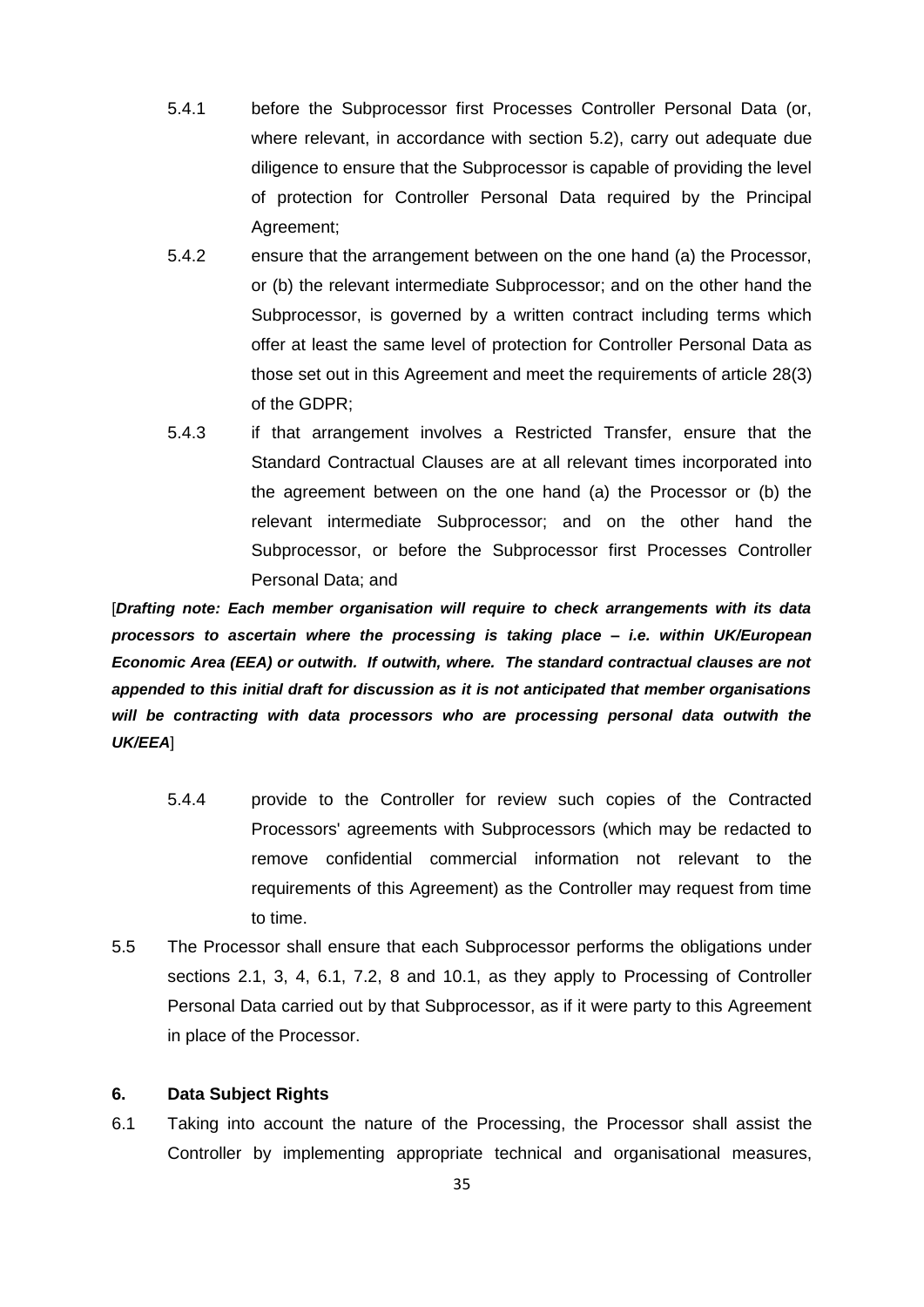5.4.1 before the Subprocessor first Processes Controller Personal Data (or, where relevant, in accordance with section 5.2), carry out adequate due diligence to ensure that the Subprocessor is capable of providing the level of protection for Controller Personal Data required by the Principal Agreement;

5.4.2 ensure that the arrangement between on the one hand (a) the Processor, or (b) the relevant intermediate Subprocessor; and on the other hand the Subprocessor, is governed by a written contract including terms which offer at least the same level of protection for Controller Personal Data as those set out in this Agreement and meet the requirements of article 28(3) of the GDPR;

5.4.3 if that arrangement involves a Restricted Transfer, ensure that the Standard Contractual Clauses are at all relevant times incorporated into the agreement between on the one hand (a) the Processor or (b) the relevant intermediate Subprocessor; and on the other hand the Subprocessor, or before the Subprocessor first Processes Controller Personal Data; and

[***Drafting note: Each member organisation will require to check arrangements with its data processors to ascertain where the processing is taking place – i.e. within UK/European Economic Area (EEA) or outwith. If outwith, where. The standard contractual clauses are not appended to this initial draft for discussion as it is not anticipated that member organisations will be contracting with data processors who are processing personal data outwith the UK/EEA***]

5.4.4 provide to the Controller for review such copies of the Contracted Processors' agreements with Subprocessors (which may be redacted to remove confidential commercial information not relevant to the requirements of this Agreement) as the Controller may request from time to time.

5.5 The Processor shall ensure that each Subprocessor performs the obligations under sections 2.1, 3, 4, 6.1, 7.2, 8 and 10.1, as they apply to Processing of Controller Personal Data carried out by that Subprocessor, as if it were party to this Agreement in place of the Processor.

**6. Data Subject Rights**

6.1 Taking into account the nature of the Processing, the Processor shall assist the Controller by implementing appropriate technical and organisational measures,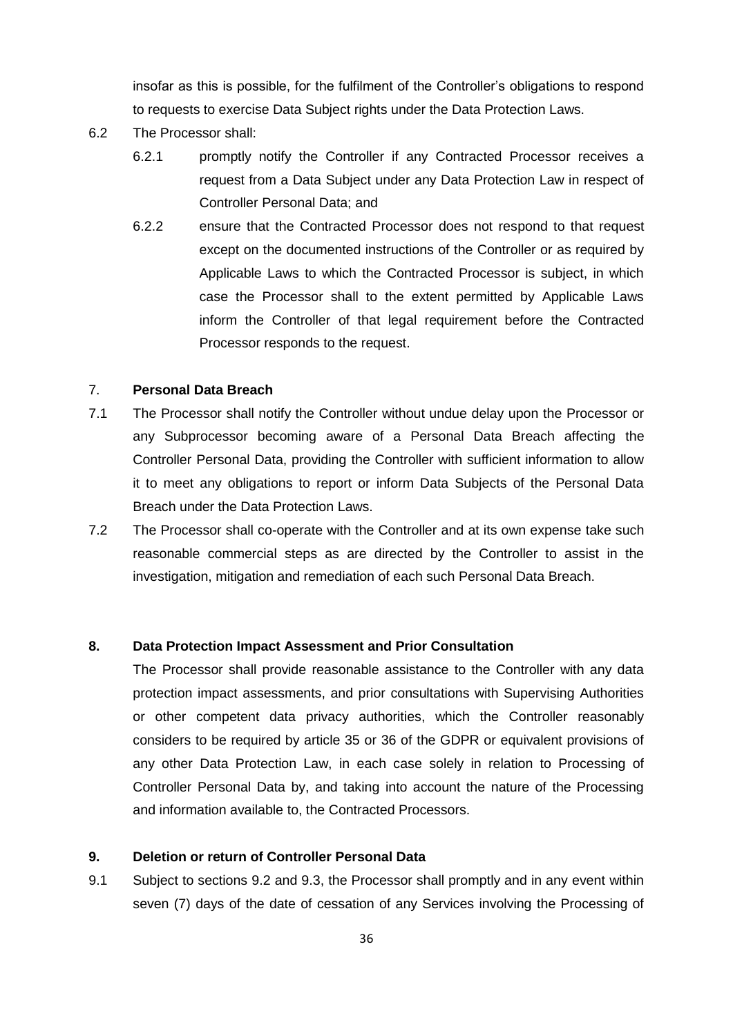insofar as this is possible, for the fulfilment of the Controller's obligations to respond to requests to exercise Data Subject rights under the Data Protection Laws.

6.2 The Processor shall:

6.2.1 promptly notify the Controller if any Contracted Processor receives a request from a Data Subject under any Data Protection Law in respect of Controller Personal Data; and

6.2.2 ensure that the Contracted Processor does not respond to that request except on the documented instructions of the Controller or as required by Applicable Laws to which the Contracted Processor is subject, in which case the Processor shall to the extent permitted by Applicable Laws inform the Controller of that legal requirement before the Contracted Processor responds to the request.

7. **Personal Data Breach**

7.1 The Processor shall notify the Controller without undue delay upon the Processor or any Subprocessor becoming aware of a Personal Data Breach affecting the Controller Personal Data, providing the Controller with sufficient information to allow it to meet any obligations to report or inform Data Subjects of the Personal Data Breach under the Data Protection Laws.

7.2 The Processor shall co-operate with the Controller and at its own expense take such reasonable commercial steps as are directed by the Controller to assist in the investigation, mitigation and remediation of each such Personal Data Breach.

**8. Data Protection Impact Assessment and Prior Consultation**

The Processor shall provide reasonable assistance to the Controller with any data protection impact assessments, and prior consultations with Supervising Authorities or other competent data privacy authorities, which the Controller reasonably considers to be required by article 35 or 36 of the GDPR or equivalent provisions of any other Data Protection Law, in each case solely in relation to Processing of Controller Personal Data by, and taking into account the nature of the Processing and information available to, the Contracted Processors.

**9. Deletion or return of Controller Personal Data**

9.1 Subject to sections 9.2 and 9.3, the Processor shall promptly and in any event within seven (7) days of the date of cessation of any Services involving the Processing of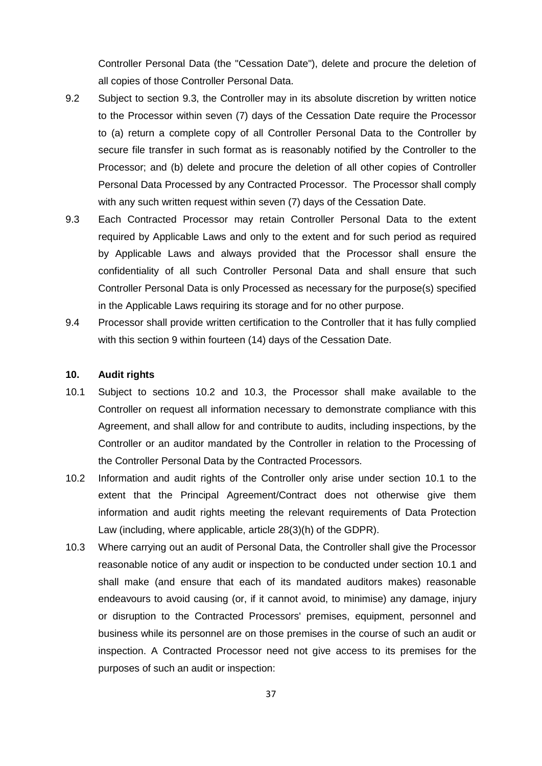Controller Personal Data (the "Cessation Date"), delete and procure the deletion of all copies of those Controller Personal Data.

9.2 Subject to section 9.3, the Controller may in its absolute discretion by written notice to the Processor within seven (7) days of the Cessation Date require the Processor to (a) return a complete copy of all Controller Personal Data to the Controller by secure file transfer in such format as is reasonably notified by the Controller to the Processor; and (b) delete and procure the deletion of all other copies of Controller Personal Data Processed by any Contracted Processor. The Processor shall comply with any such written request within seven (7) days of the Cessation Date.

9.3 Each Contracted Processor may retain Controller Personal Data to the extent required by Applicable Laws and only to the extent and for such period as required by Applicable Laws and always provided that the Processor shall ensure the confidentiality of all such Controller Personal Data and shall ensure that such Controller Personal Data is only Processed as necessary for the purpose(s) specified in the Applicable Laws requiring its storage and for no other purpose.

9.4 Processor shall provide written certification to the Controller that it has fully complied with this section 9 within fourteen (14) days of the Cessation Date.

**10. Audit rights**

10.1 Subject to sections 10.2 and 10.3, the Processor shall make available to the Controller on request all information necessary to demonstrate compliance with this Agreement, and shall allow for and contribute to audits, including inspections, by the Controller or an auditor mandated by the Controller in relation to the Processing of the Controller Personal Data by the Contracted Processors.

10.2 Information and audit rights of the Controller only arise under section 10.1 to the extent that the Principal Agreement/Contract does not otherwise give them information and audit rights meeting the relevant requirements of Data Protection Law (including, where applicable, article 28(3)(h) of the GDPR).

10.3 Where carrying out an audit of Personal Data, the Controller shall give the Processor reasonable notice of any audit or inspection to be conducted under section 10.1 and shall make (and ensure that each of its mandated auditors makes) reasonable endeavours to avoid causing (or, if it cannot avoid, to minimise) any damage, injury or disruption to the Contracted Processors' premises, equipment, personnel and business while its personnel are on those premises in the course of such an audit or inspection. A Contracted Processor need not give access to its premises for the purposes of such an audit or inspection: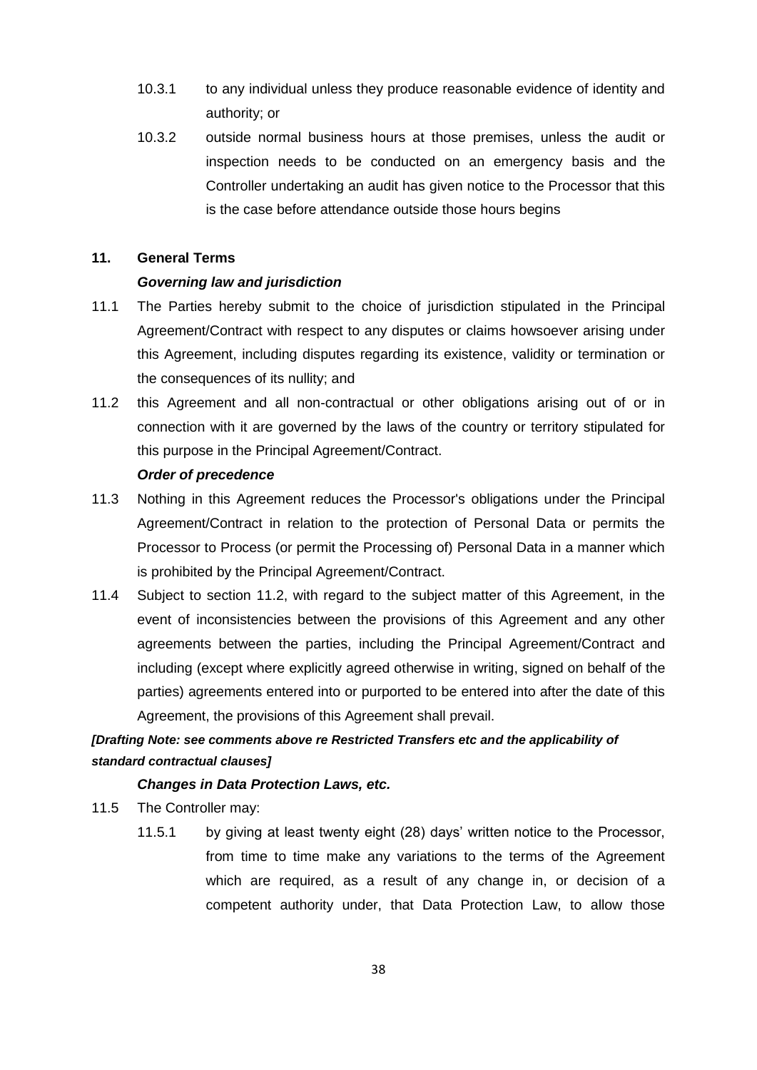10.3.1 to any individual unless they produce reasonable evidence of identity and authority; or

10.3.2 outside normal business hours at those premises, unless the audit or inspection needs to be conducted on an emergency basis and the Controller undertaking an audit has given notice to the Processor that this is the case before attendance outside those hours begins

**11. General Terms**

***Governing law and jurisdiction***

11.1 The Parties hereby submit to the choice of jurisdiction stipulated in the Principal Agreement/Contract with respect to any disputes or claims howsoever arising under this Agreement, including disputes regarding its existence, validity or termination or the consequences of its nullity; and

11.2 this Agreement and all non-contractual or other obligations arising out of or in connection with it are governed by the laws of the country or territory stipulated for this purpose in the Principal Agreement/Contract.

***Order of precedence***

11.3 Nothing in this Agreement reduces the Processor's obligations under the Principal Agreement/Contract in relation to the protection of Personal Data or permits the Processor to Process (or permit the Processing of) Personal Data in a manner which is prohibited by the Principal Agreement/Contract.

11.4 Subject to section 11.2, with regard to the subject matter of this Agreement, in the event of inconsistencies between the provisions of this Agreement and any other agreements between the parties, including the Principal Agreement/Contract and including (except where explicitly agreed otherwise in writing, signed on behalf of the parties) agreements entered into or purported to be entered into after the date of this Agreement, the provisions of this Agreement shall prevail.

***[Drafting Note: see comments above re Restricted Transfers etc and the applicability of standard contractual clauses]***

***Changes in Data Protection Laws, etc.***

11.5 The Controller may:

11.5.1 by giving at least twenty eight (28) days' written notice to the Processor, from time to time make any variations to the terms of the Agreement which are required, as a result of any change in, or decision of a competent authority under, that Data Protection Law, to allow those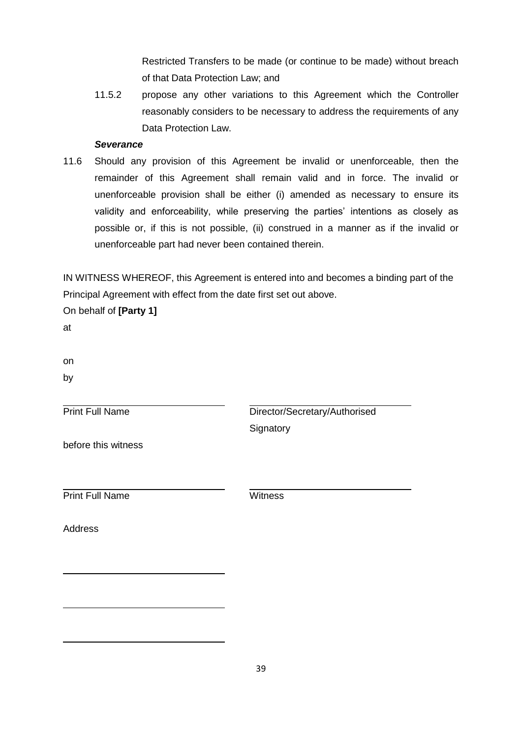Restricted Transfers to be made (or continue to be made) without breach of that Data Protection Law; and

11.5.2 propose any other variations to this Agreement which the Controller reasonably considers to be necessary to address the requirements of any Data Protection Law.

***Severance***

11.6 Should any provision of this Agreement be invalid or unenforceable, then the remainder of this Agreement shall remain valid and in force. The invalid or unenforceable provision shall be either (i) amended as necessary to ensure its validity and enforceability, while preserving the parties' intentions as closely as possible or, if this is not possible, (ii) construed in a manner as if the invalid or unenforceable part had never been contained therein.

IN WITNESS WHEREOF, this Agreement is entered into and becomes a binding part of the Principal Agreement with effect from the date first set out above.

On behalf of **[Party 1]**

at

on

by

| \_\_\_\_\_\_\_\_\_\_\_\_\_\_\_\_\_\_\_\_\_\_\_\_ | \_\_\_\_\_\_\_\_\_\_\_\_\_\_\_\_\_\_\_\_\_\_\_\_ |
|---|---|
| Print Full Name | Director/Secretary/Authorised Signatory |

before this witness

| \_\_\_\_\_\_\_\_\_\_\_\_\_\_\_\_\_\_\_\_\_\_\_\_ | \_\_\_\_\_\_\_\_\_\_\_\_\_\_\_\_\_\_\_\_\_\_\_\_ |
|---|---|
| Print Full Name | Witness |

Address

\_\_\_\_\_\_\_\_\_\_\_\_\_\_\_\_\_\_\_\_\_\_\_\_

\_\_\_\_\_\_\_\_\_\_\_\_\_\_\_\_\_\_\_\_\_\_\_\_

\_\_\_\_\_\_\_\_\_\_\_\_\_\_\_\_\_\_\_\_\_\_\_\_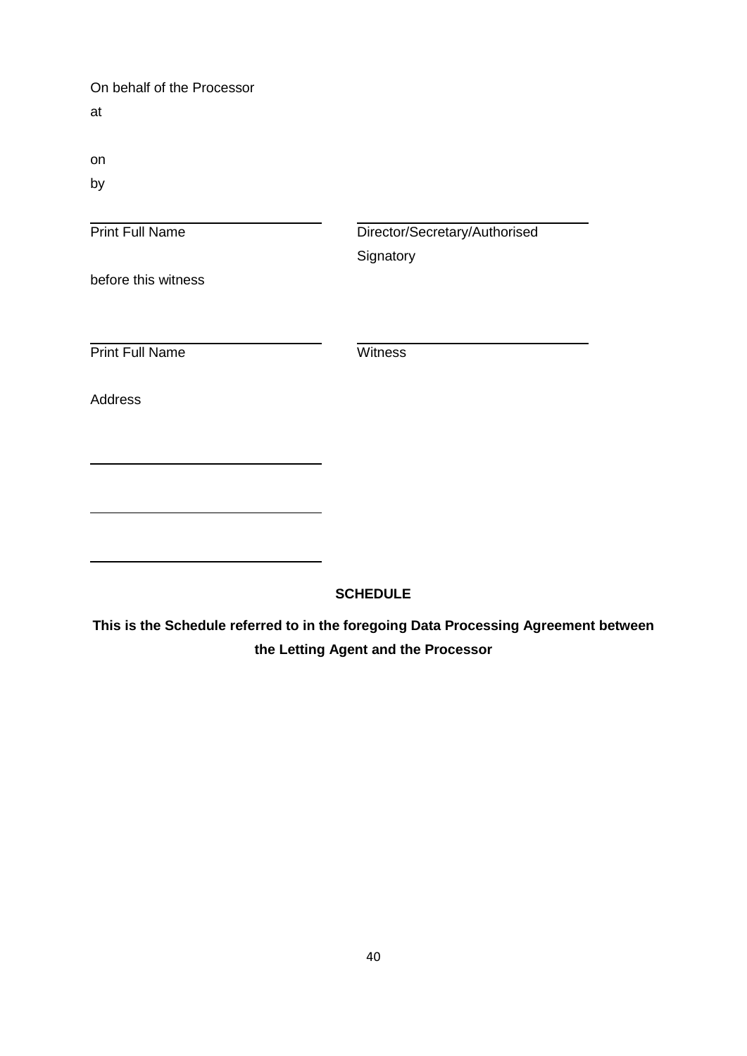On behalf of the Processor

at

on

by

| Print Full Name | Director/Secretary/Authorised Signatory |
|---|---|

before this witness

| Print Full Name | Witness |
|---|---|

Address

______________________________

______________________________

______________________________

**SCHEDULE**

**This is the Schedule referred to in the foregoing Data Processing Agreement between the Letting Agent and the Processor**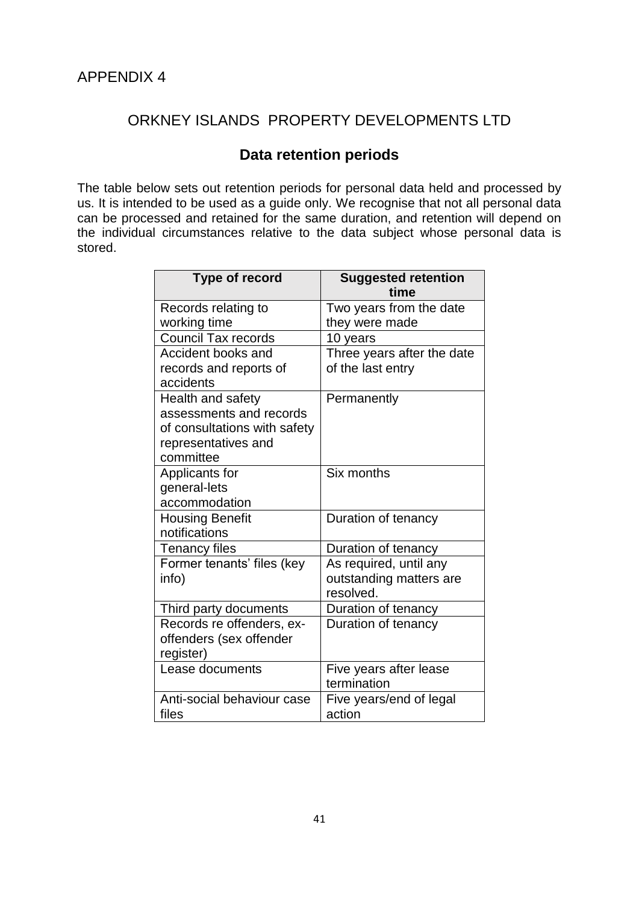APPENDIX 4

## ORKNEY ISLANDS PROPERTY DEVELOPMENTS LTD

### Data retention periods

The table below sets out retention periods for personal data held and processed by us. It is intended to be used as a guide only. We recognise that not all personal data can be processed and retained for the same duration, and retention will depend on the individual circumstances relative to the data subject whose personal data is stored.

| Type of record | Suggested retention time |
|---|---|
| Records relating to working time | Two years from the date they were made |
| Council Tax records | 10 years |
| Accident books and records and reports of accidents | Three years after the date of the last entry |
| Health and safety assessments and records of consultations with safety representatives and committee | Permanently |
| Applicants for general-lets accommodation | Six months |
| Housing Benefit notifications | Duration of tenancy |
| Tenancy files | Duration of tenancy |
| Former tenants' files (key info) | As required, until any outstanding matters are resolved. |
| Third party documents | Duration of tenancy |
| Records re offenders, ex-offenders (sex offender register) | Duration of tenancy |
| Lease documents | Five years after lease termination |
| Anti-social behaviour case files | Five years/end of legal action |